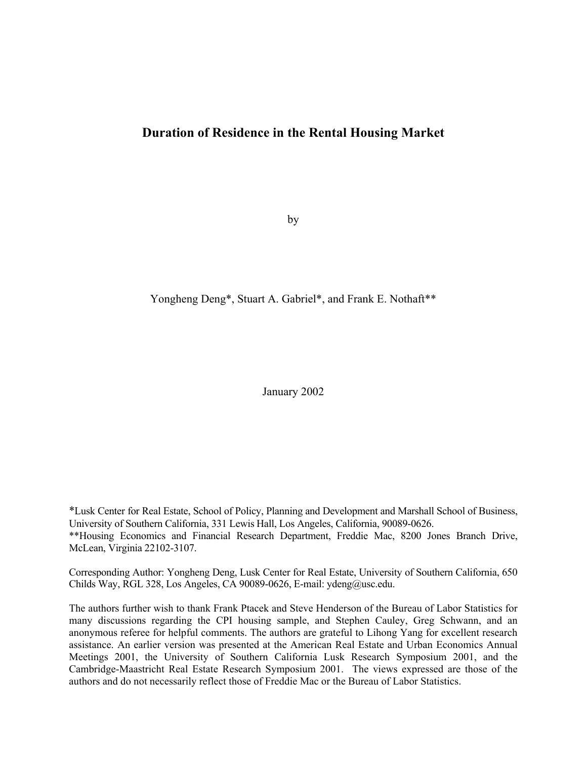# Duration of Residence in the Rental Housing Market

by

Yongheng Deng*, Stuart A. Gabriel*, and Frank E. Nothaft**

January 2002

*Lusk Center for Real Estate, School of Policy, Planning and Development and Marshall School of Business, University of Southern California, 331 Lewis Hall, Los Angeles, California, 90089-0626.
**Housing Economics and Financial Research Department, Freddie Mac, 8200 Jones Branch Drive, McLean, Virginia 22102-3107.

Corresponding Author: Yongheng Deng, Lusk Center for Real Estate, University of Southern California, 650 Childs Way, RGL 328, Los Angeles, CA 90089-0626, E-mail: ydeng@usc.edu.

The authors further wish to thank Frank Ptacek and Steve Henderson of the Bureau of Labor Statistics for many discussions regarding the CPI housing sample, and Stephen Cauley, Greg Schwann, and an anonymous referee for helpful comments. The authors are grateful to Lihong Yang for excellent research assistance. An earlier version was presented at the American Real Estate and Urban Economics Annual Meetings 2001, the University of Southern California Lusk Research Symposium 2001, and the Cambridge-Maastricht Real Estate Research Symposium 2001. The views expressed are those of the authors and do not necessarily reflect those of Freddie Mac or the Bureau of Labor Statistics.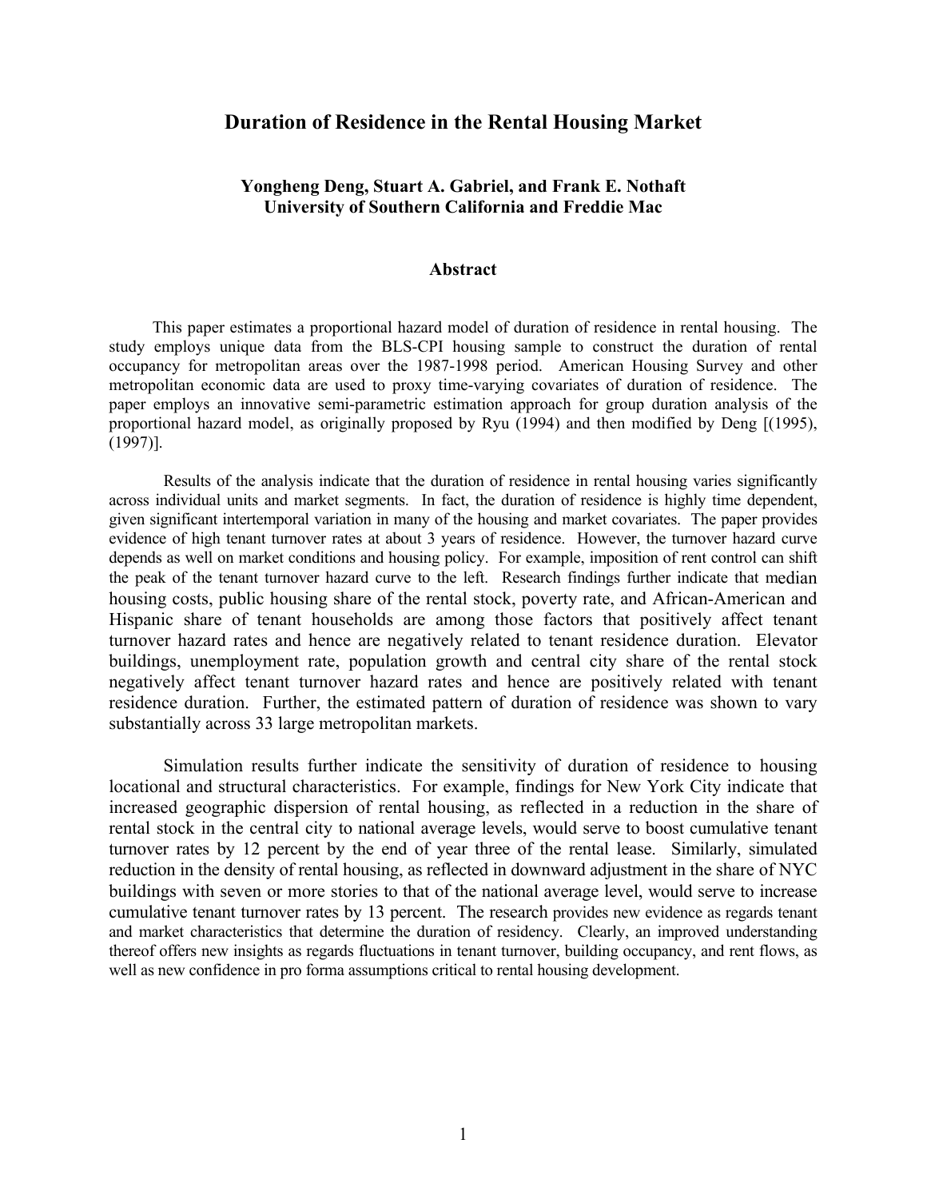# Duration of Residence in the Rental Housing Market

**Yongheng Deng, Stuart A. Gabriel, and Frank E. Nothaft**
**University of Southern California and Freddie Mac**

## Abstract

This paper estimates a proportional hazard model of duration of residence in rental housing. The study employs unique data from the BLS-CPI housing sample to construct the duration of rental occupancy for metropolitan areas over the 1987-1998 period. American Housing Survey and other metropolitan economic data are used to proxy time-varying covariates of duration of residence. The paper employs an innovative semi-parametric estimation approach for group duration analysis of the proportional hazard model, as originally proposed by Ryu (1994) and then modified by Deng [(1995), (1997)].

Results of the analysis indicate that the duration of residence in rental housing varies significantly across individual units and market segments. In fact, the duration of residence is highly time dependent, given significant intertemporal variation in many of the housing and market covariates. The paper provides evidence of high tenant turnover rates at about 3 years of residence. However, the turnover hazard curve depends as well on market conditions and housing policy. For example, imposition of rent control can shift the peak of the tenant turnover hazard curve to the left. Research findings further indicate that median housing costs, public housing share of the rental stock, poverty rate, and African-American and Hispanic share of tenant households are among those factors that positively affect tenant turnover hazard rates and hence are negatively related to tenant residence duration. Elevator buildings, unemployment rate, population growth and central city share of the rental stock negatively affect tenant turnover hazard rates and hence are positively related with tenant residence duration. Further, the estimated pattern of duration of residence was shown to vary substantially across 33 large metropolitan markets.

Simulation results further indicate the sensitivity of duration of residence to housing locational and structural characteristics. For example, findings for New York City indicate that increased geographic dispersion of rental housing, as reflected in a reduction in the share of rental stock in the central city to national average levels, would serve to boost cumulative tenant turnover rates by 12 percent by the end of year three of the rental lease. Similarly, simulated reduction in the density of rental housing, as reflected in downward adjustment in the share of NYC buildings with seven or more stories to that of the national average level, would serve to increase cumulative tenant turnover rates by 13 percent. The research provides new evidence as regards tenant and market characteristics that determine the duration of residency. Clearly, an improved understanding thereof offers new insights as regards fluctuations in tenant turnover, building occupancy, and rent flows, as well as new confidence in pro forma assumptions critical to rental housing development.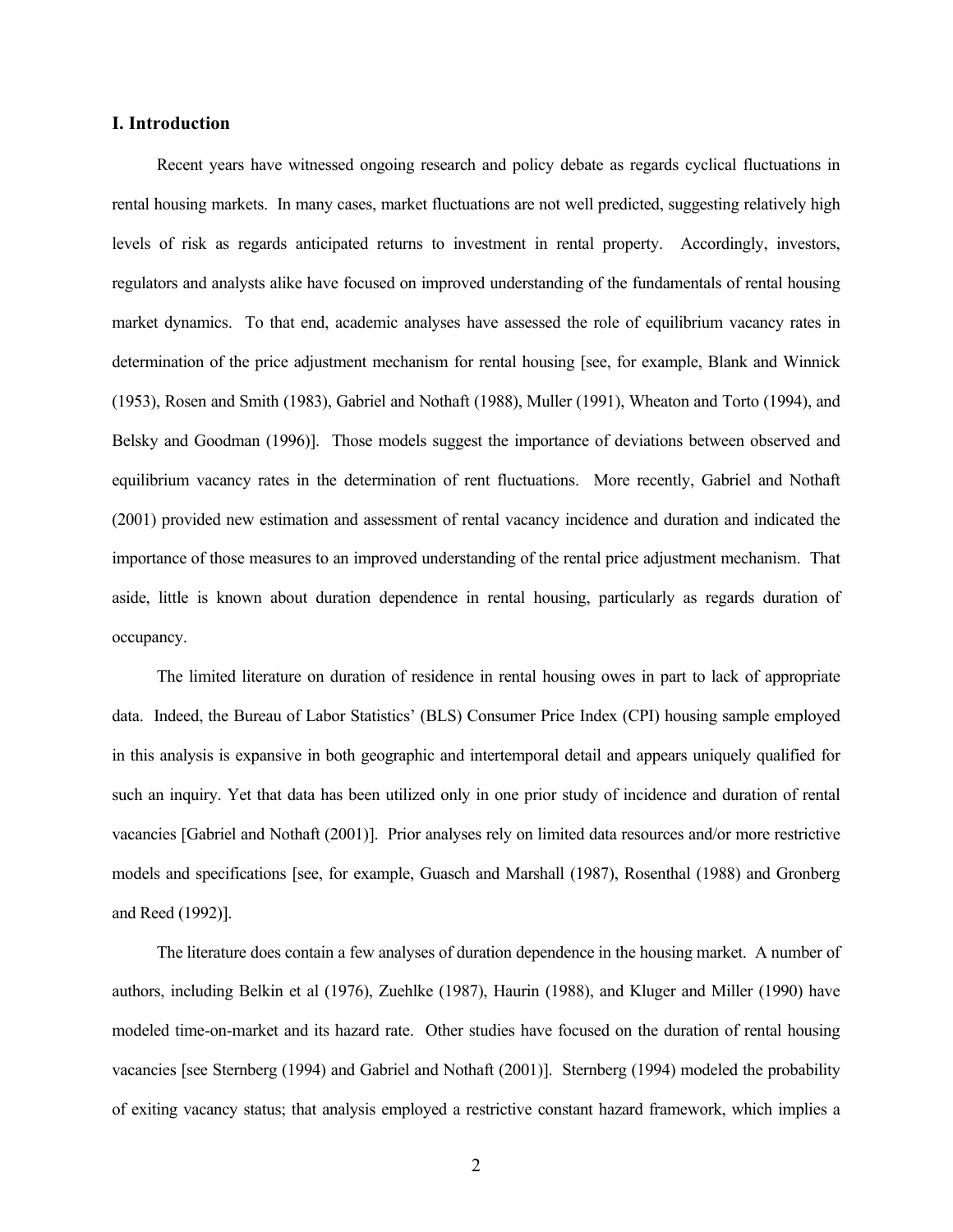## I. Introduction

Recent years have witnessed ongoing research and policy debate as regards cyclical fluctuations in rental housing markets. In many cases, market fluctuations are not well predicted, suggesting relatively high levels of risk as regards anticipated returns to investment in rental property. Accordingly, investors, regulators and analysts alike have focused on improved understanding of the fundamentals of rental housing market dynamics. To that end, academic analyses have assessed the role of equilibrium vacancy rates in determination of the price adjustment mechanism for rental housing [see, for example, Blank and Winnick (1953), Rosen and Smith (1983), Gabriel and Nothaft (1988), Muller (1991), Wheaton and Torto (1994), and Belsky and Goodman (1996)]. Those models suggest the importance of deviations between observed and equilibrium vacancy rates in the determination of rent fluctuations. More recently, Gabriel and Nothaft (2001) provided new estimation and assessment of rental vacancy incidence and duration and indicated the importance of those measures to an improved understanding of the rental price adjustment mechanism. That aside, little is known about duration dependence in rental housing, particularly as regards duration of occupancy.

The limited literature on duration of residence in rental housing owes in part to lack of appropriate data. Indeed, the Bureau of Labor Statistics' (BLS) Consumer Price Index (CPI) housing sample employed in this analysis is expansive in both geographic and intertemporal detail and appears uniquely qualified for such an inquiry. Yet that data has been utilized only in one prior study of incidence and duration of rental vacancies [Gabriel and Nothaft (2001)]. Prior analyses rely on limited data resources and/or more restrictive models and specifications [see, for example, Guasch and Marshall (1987), Rosenthal (1988) and Gronberg and Reed (1992)].

The literature does contain a few analyses of duration dependence in the housing market. A number of authors, including Belkin et al (1976), Zuehlke (1987), Haurin (1988), and Kluger and Miller (1990) have modeled time-on-market and its hazard rate. Other studies have focused on the duration of rental housing vacancies [see Sternberg (1994) and Gabriel and Nothaft (2001)]. Sternberg (1994) modeled the probability of exiting vacancy status; that analysis employed a restrictive constant hazard framework, which implies a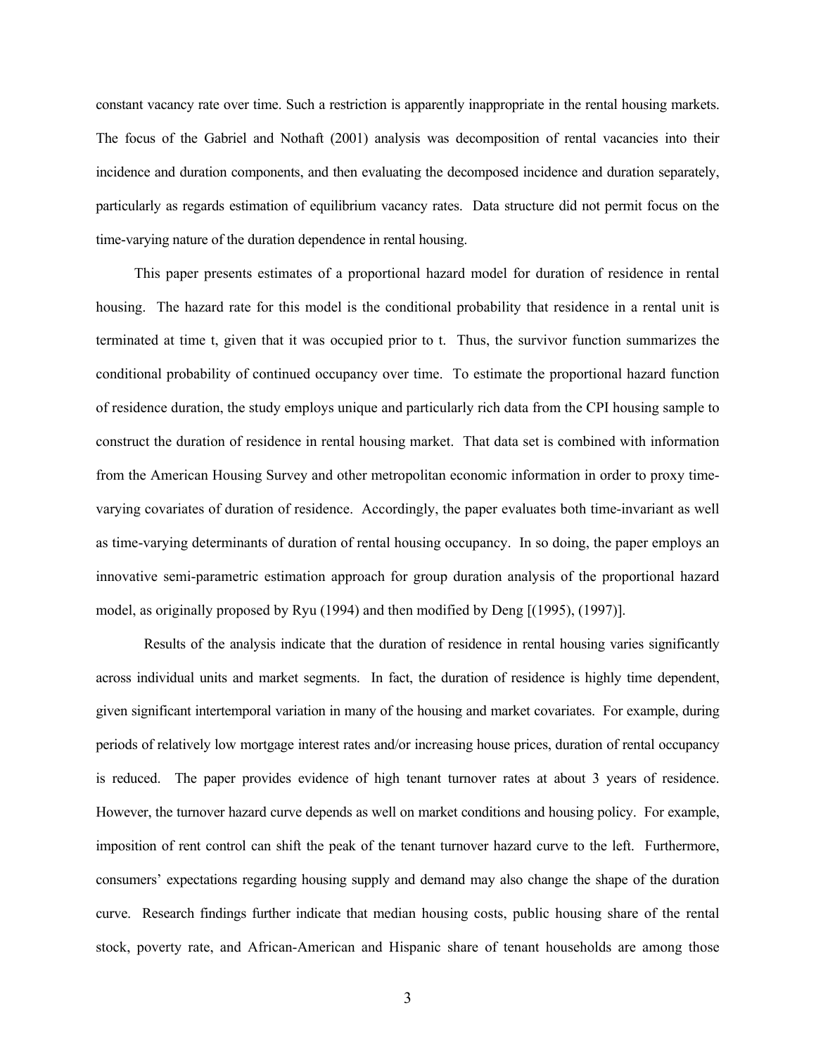constant vacancy rate over time. Such a restriction is apparently inappropriate in the rental housing markets. The focus of the Gabriel and Nothaft (2001) analysis was decomposition of rental vacancies into their incidence and duration components, and then evaluating the decomposed incidence and duration separately, particularly as regards estimation of equilibrium vacancy rates. Data structure did not permit focus on the time-varying nature of the duration dependence in rental housing.

This paper presents estimates of a proportional hazard model for duration of residence in rental housing. The hazard rate for this model is the conditional probability that residence in a rental unit is terminated at time t, given that it was occupied prior to t. Thus, the survivor function summarizes the conditional probability of continued occupancy over time. To estimate the proportional hazard function of residence duration, the study employs unique and particularly rich data from the CPI housing sample to construct the duration of residence in rental housing market. That data set is combined with information from the American Housing Survey and other metropolitan economic information in order to proxy time-varying covariates of duration of residence. Accordingly, the paper evaluates both time-invariant as well as time-varying determinants of duration of rental housing occupancy. In so doing, the paper employs an innovative semi-parametric estimation approach for group duration analysis of the proportional hazard model, as originally proposed by Ryu (1994) and then modified by Deng [(1995), (1997)].

Results of the analysis indicate that the duration of residence in rental housing varies significantly across individual units and market segments. In fact, the duration of residence is highly time dependent, given significant intertemporal variation in many of the housing and market covariates. For example, during periods of relatively low mortgage interest rates and/or increasing house prices, duration of rental occupancy is reduced. The paper provides evidence of high tenant turnover rates at about 3 years of residence. However, the turnover hazard curve depends as well on market conditions and housing policy. For example, imposition of rent control can shift the peak of the tenant turnover hazard curve to the left. Furthermore, consumers' expectations regarding housing supply and demand may also change the shape of the duration curve. Research findings further indicate that median housing costs, public housing share of the rental stock, poverty rate, and African-American and Hispanic share of tenant households are among those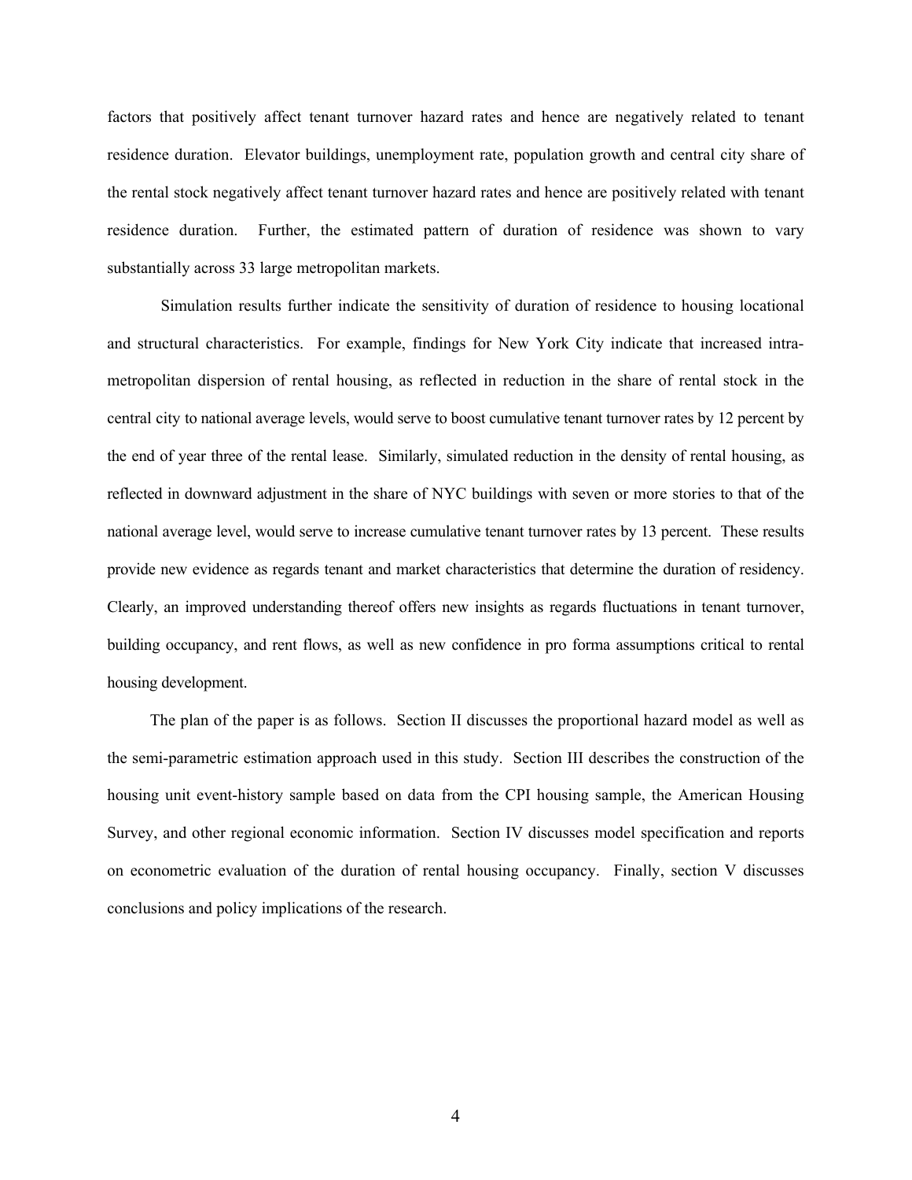factors that positively affect tenant turnover hazard rates and hence are negatively related to tenant residence duration. Elevator buildings, unemployment rate, population growth and central city share of the rental stock negatively affect tenant turnover hazard rates and hence are positively related with tenant residence duration. Further, the estimated pattern of duration of residence was shown to vary substantially across 33 large metropolitan markets.

Simulation results further indicate the sensitivity of duration of residence to housing locational and structural characteristics. For example, findings for New York City indicate that increased intra-metropolitan dispersion of rental housing, as reflected in reduction in the share of rental stock in the central city to national average levels, would serve to boost cumulative tenant turnover rates by 12 percent by the end of year three of the rental lease. Similarly, simulated reduction in the density of rental housing, as reflected in downward adjustment in the share of NYC buildings with seven or more stories to that of the national average level, would serve to increase cumulative tenant turnover rates by 13 percent. These results provide new evidence as regards tenant and market characteristics that determine the duration of residency. Clearly, an improved understanding thereof offers new insights as regards fluctuations in tenant turnover, building occupancy, and rent flows, as well as new confidence in pro forma assumptions critical to rental housing development.

The plan of the paper is as follows. Section II discusses the proportional hazard model as well as the semi-parametric estimation approach used in this study. Section III describes the construction of the housing unit event-history sample based on data from the CPI housing sample, the American Housing Survey, and other regional economic information. Section IV discusses model specification and reports on econometric evaluation of the duration of rental housing occupancy. Finally, section V discusses conclusions and policy implications of the research.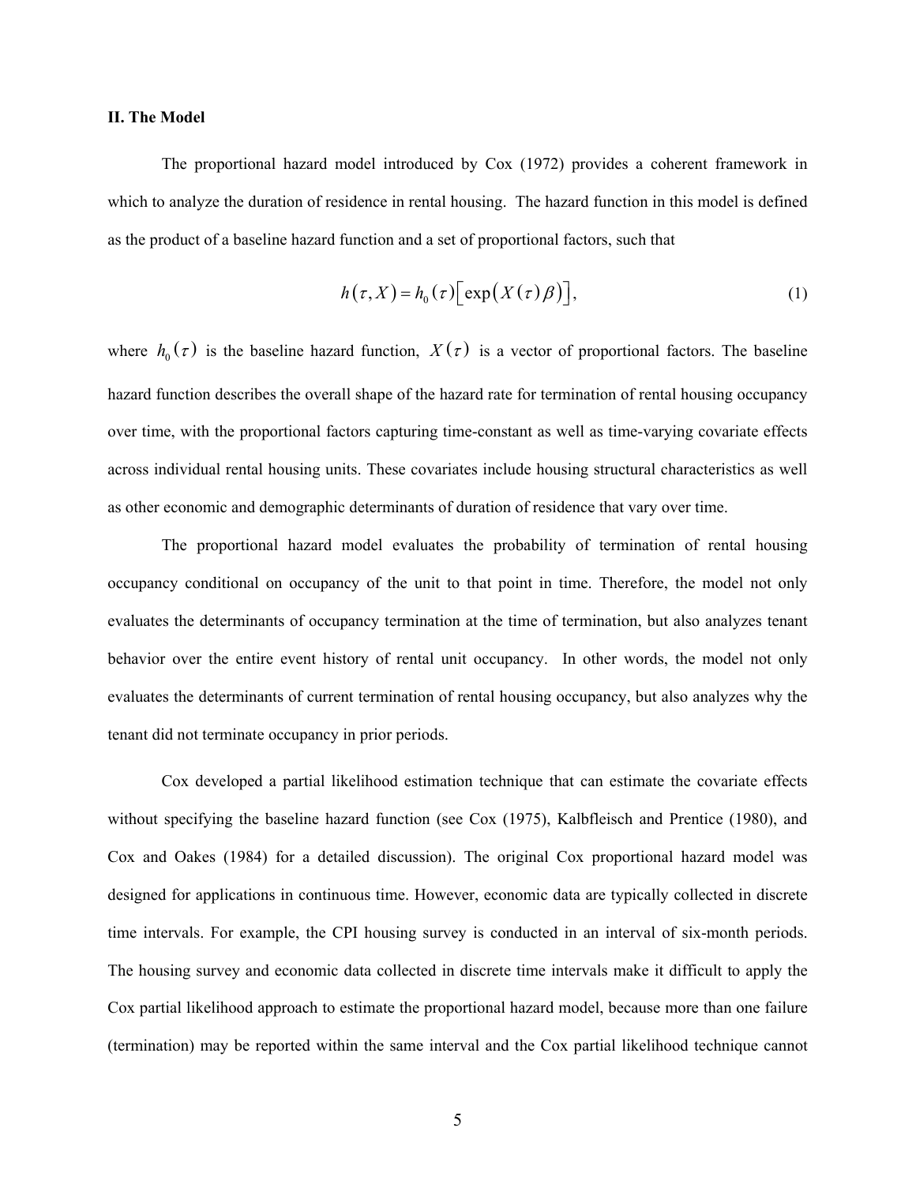### II. The Model

The proportional hazard model introduced by Cox (1972) provides a coherent framework in which to analyze the duration of residence in rental housing. The hazard function in this model is defined as the product of a baseline hazard function and a set of proportional factors, such that

$$h(\tau, X) = h_0(\tau)\left[\exp\left(X(\tau)\beta\right)\right], \tag{1}$$

where $h_0(\tau)$ is the baseline hazard function, $X(\tau)$ is a vector of proportional factors. The baseline hazard function describes the overall shape of the hazard rate for termination of rental housing occupancy over time, with the proportional factors capturing time-constant as well as time-varying covariate effects across individual rental housing units. These covariates include housing structural characteristics as well as other economic and demographic determinants of duration of residence that vary over time.

The proportional hazard model evaluates the probability of termination of rental housing occupancy conditional on occupancy of the unit to that point in time. Therefore, the model not only evaluates the determinants of occupancy termination at the time of termination, but also analyzes tenant behavior over the entire event history of rental unit occupancy. In other words, the model not only evaluates the determinants of current termination of rental housing occupancy, but also analyzes why the tenant did not terminate occupancy in prior periods.

Cox developed a partial likelihood estimation technique that can estimate the covariate effects without specifying the baseline hazard function (see Cox (1975), Kalbfleisch and Prentice (1980), and Cox and Oakes (1984) for a detailed discussion). The original Cox proportional hazard model was designed for applications in continuous time. However, economic data are typically collected in discrete time intervals. For example, the CPI housing survey is conducted in an interval of six-month periods. The housing survey and economic data collected in discrete time intervals make it difficult to apply the Cox partial likelihood approach to estimate the proportional hazard model, because more than one failure (termination) may be reported within the same interval and the Cox partial likelihood technique cannot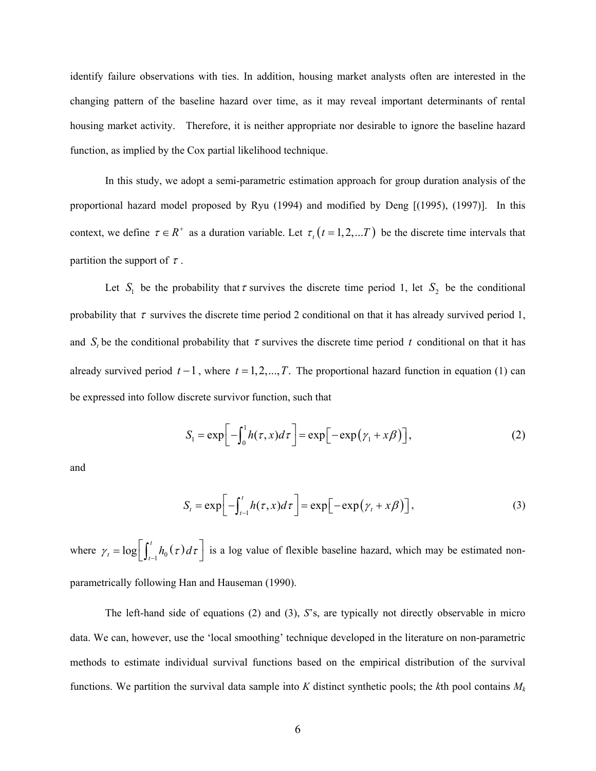identify failure observations with ties. In addition, housing market analysts often are interested in the changing pattern of the baseline hazard over time, as it may reveal important determinants of rental housing market activity. Therefore, it is neither appropriate nor desirable to ignore the baseline hazard function, as implied by the Cox partial likelihood technique.

In this study, we adopt a semi-parametric estimation approach for group duration analysis of the proportional hazard model proposed by Ryu (1994) and modified by Deng [(1995), (1997)]. In this context, we define $\tau \in R^{+}$ as a duration variable. Let $\tau_t\left(t=1,2,\ldots T\right)$ be the discrete time intervals that partition the support of $\tau$.

Let $S_1$ be the probability that $\tau$ survives the discrete time period 1, let $S_2$ be the conditional probability that $\tau$ survives the discrete time period 2 conditional on that it has already survived period 1, and $S_t$ be the conditional probability that $\tau$ survives the discrete time period $t$ conditional on that it has already survived period $t-1$, where $t=1,2,\ldots,T$. The proportional hazard function in equation (1) can be expressed into follow discrete survivor function, such that

$$S_1 = \exp\left[-\int_0^1 h(\tau,x)d\tau\right] = \exp\left[-\exp\left(\gamma_1 + x\beta\right)\right], \tag{2}$$

and

$$S_t = \exp\left[-\int_{t-1}^{t} h(\tau,x)d\tau\right] = \exp\left[-\exp\left(\gamma_t + x\beta\right)\right], \tag{3}$$

where $\gamma_t = \log\left[\int_{t-1}^{t} h_0\left(\tau\right)d\tau\right]$ is a log value of flexible baseline hazard, which may be estimated non-parametrically following Han and Hauseman (1990).

The left-hand side of equations (2) and (3), *S*'s, are typically not directly observable in micro data. We can, however, use the 'local smoothing' technique developed in the literature on non-parametric methods to estimate individual survival functions based on the empirical distribution of the survival functions. We partition the survival data sample into *K* distinct synthetic pools; the *k*th pool contains $M_k$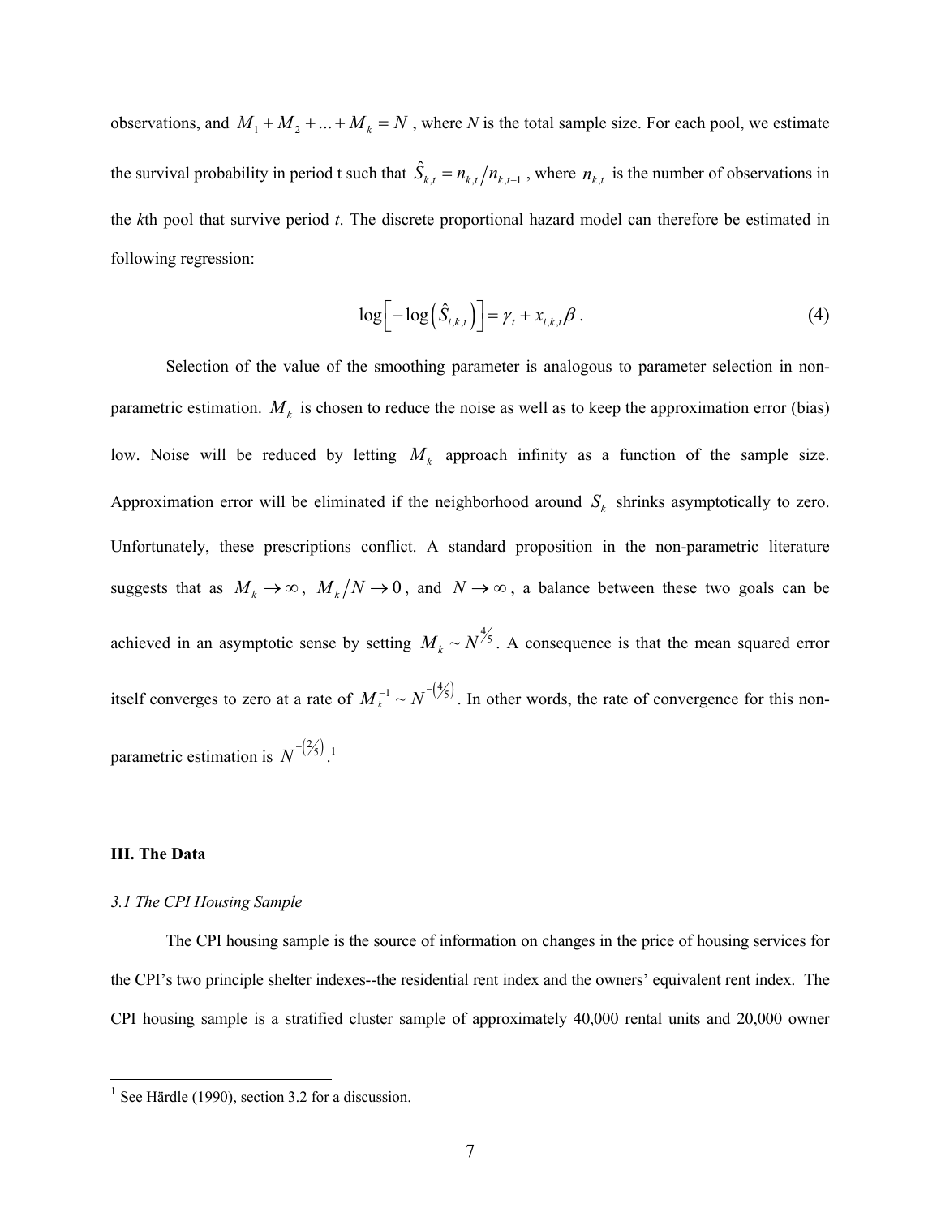observations, and $M_1 + M_2 + ... + M_k = N$ , where *N* is the total sample size. For each pool, we estimate the survival probability in period t such that $\hat{S}_{k,t} = n_{k,t}/n_{k,t-1}$ , where $n_{k,t}$ is the number of observations in the *k*th pool that survive period *t*. The discrete proportional hazard model can therefore be estimated in following regression:

$$\log\left[-\log\left(\hat{S}_{i,k,t}\right)\right] = \gamma_t + x_{i,k,t}\beta \,. \tag{4}$$

Selection of the value of the smoothing parameter is analogous to parameter selection in non-parametric estimation. $M_k$ is chosen to reduce the noise as well as to keep the approximation error (bias) low. Noise will be reduced by letting $M_k$ approach infinity as a function of the sample size. Approximation error will be eliminated if the neighborhood around $S_k$ shrinks asymptotically to zero. Unfortunately, these prescriptions conflict. A standard proposition in the non-parametric literature suggests that as $M_k \to \infty$, $M_k/N \to 0$, and $N \to \infty$, a balance between these two goals can be achieved in an asymptotic sense by setting $M_k \sim N^{4/5}$. A consequence is that the mean squared error itself converges to zero at a rate of $M_k^{-1} \sim N^{-(4/5)}$. In other words, the rate of convergence for this non-parametric estimation is $N^{-(2/5)}$.[1]

## III. The Data

### *3.1 The CPI Housing Sample*

The CPI housing sample is the source of information on changes in the price of housing services for the CPI's two principle shelter indexes--the residential rent index and the owners' equivalent rent index. The CPI housing sample is a stratified cluster sample of approximately 40,000 rental units and 20,000 owner

[1] See Härdle (1990), section 3.2 for a discussion.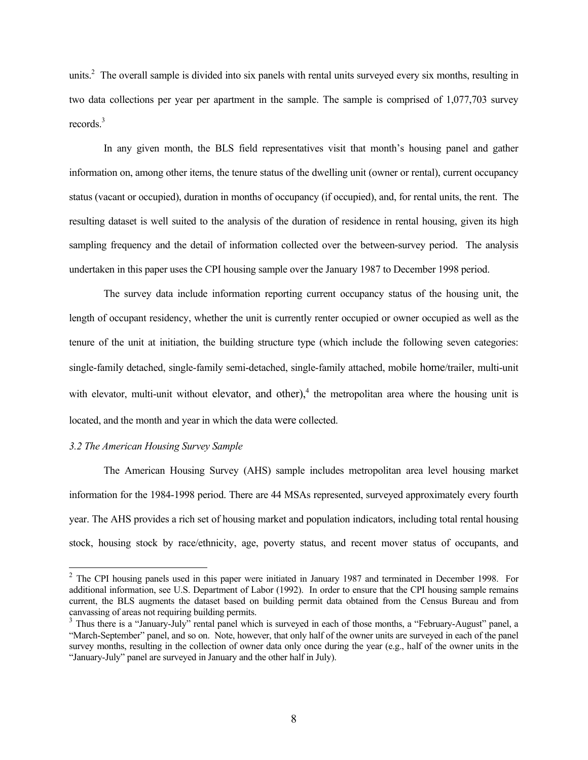units.[2] The overall sample is divided into six panels with rental units surveyed every six months, resulting in two data collections per year per apartment in the sample. The sample is comprised of 1,077,703 survey records.[3]

In any given month, the BLS field representatives visit that month's housing panel and gather information on, among other items, the tenure status of the dwelling unit (owner or rental), current occupancy status (vacant or occupied), duration in months of occupancy (if occupied), and, for rental units, the rent. The resulting dataset is well suited to the analysis of the duration of residence in rental housing, given its high sampling frequency and the detail of information collected over the between-survey period. The analysis undertaken in this paper uses the CPI housing sample over the January 1987 to December 1998 period.

The survey data include information reporting current occupancy status of the housing unit, the length of occupant residency, whether the unit is currently renter occupied or owner occupied as well as the tenure of the unit at initiation, the building structure type (which include the following seven categories: single-family detached, single-family semi-detached, single-family attached, mobile home/trailer, multi-unit with elevator, multi-unit without elevator, and other),[4] the metropolitan area where the housing unit is located, and the month and year in which the data were collected.

*3.2 The American Housing Survey Sample*

The American Housing Survey (AHS) sample includes metropolitan area level housing market information for the 1984-1998 period. There are 44 MSAs represented, surveyed approximately every fourth year. The AHS provides a rich set of housing market and population indicators, including total rental housing stock, housing stock by race/ethnicity, age, poverty status, and recent mover status of occupants, and

---

[2] The CPI housing panels used in this paper were initiated in January 1987 and terminated in December 1998. For additional information, see U.S. Department of Labor (1992). In order to ensure that the CPI housing sample remains current, the BLS augments the dataset based on building permit data obtained from the Census Bureau and from canvassing of areas not requiring building permits.

[3] Thus there is a "January-July" rental panel which is surveyed in each of those months, a "February-August" panel, a "March-September" panel, and so on. Note, however, that only half of the owner units are surveyed in each of the panel survey months, resulting in the collection of owner data only once during the year (e.g., half of the owner units in the "January-July" panel are surveyed in January and the other half in July).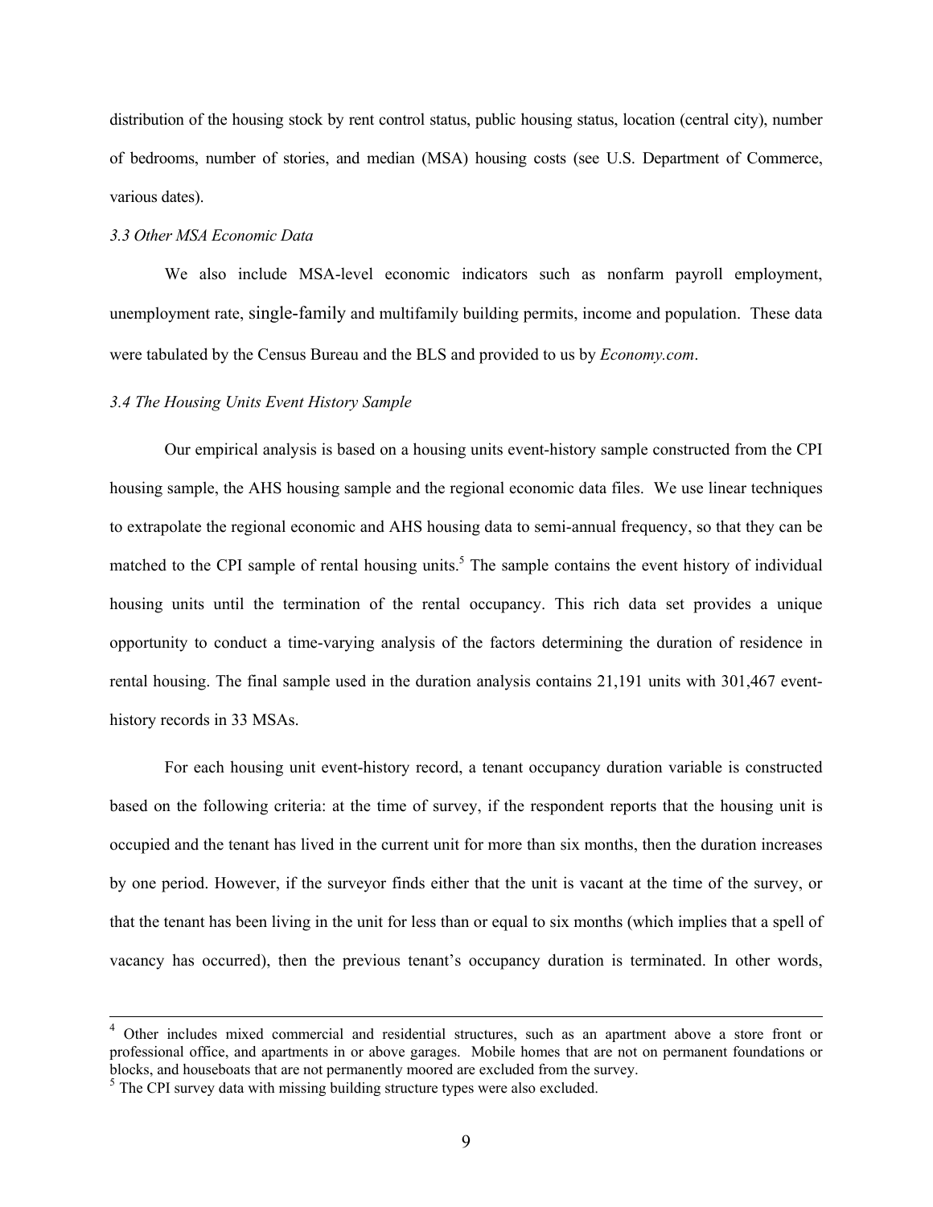distribution of the housing stock by rent control status, public housing status, location (central city), number of bedrooms, number of stories, and median (MSA) housing costs (see U.S. Department of Commerce, various dates).

### *3.3 Other MSA Economic Data*

We also include MSA-level economic indicators such as nonfarm payroll employment, unemployment rate, single-family and multifamily building permits, income and population. These data were tabulated by the Census Bureau and the BLS and provided to us by *Economy.com*.

### *3.4 The Housing Units Event History Sample*

Our empirical analysis is based on a housing units event-history sample constructed from the CPI housing sample, the AHS housing sample and the regional economic data files. We use linear techniques to extrapolate the regional economic and AHS housing data to semi-annual frequency, so that they can be matched to the CPI sample of rental housing units.[5] The sample contains the event history of individual housing units until the termination of the rental occupancy. This rich data set provides a unique opportunity to conduct a time-varying analysis of the factors determining the duration of residence in rental housing. The final sample used in the duration analysis contains 21,191 units with 301,467 event-history records in 33 MSAs.

For each housing unit event-history record, a tenant occupancy duration variable is constructed based on the following criteria: at the time of survey, if the respondent reports that the housing unit is occupied and the tenant has lived in the current unit for more than six months, then the duration increases by one period. However, if the surveyor finds either that the unit is vacant at the time of the survey, or that the tenant has been living in the unit for less than or equal to six months (which implies that a spell of vacancy has occurred), then the previous tenant's occupancy duration is terminated. In other words,

---

[4] Other includes mixed commercial and residential structures, such as an apartment above a store front or professional office, and apartments in or above garages. Mobile homes that are not on permanent foundations or blocks, and houseboats that are not permanently moored are excluded from the survey.

[5] The CPI survey data with missing building structure types were also excluded.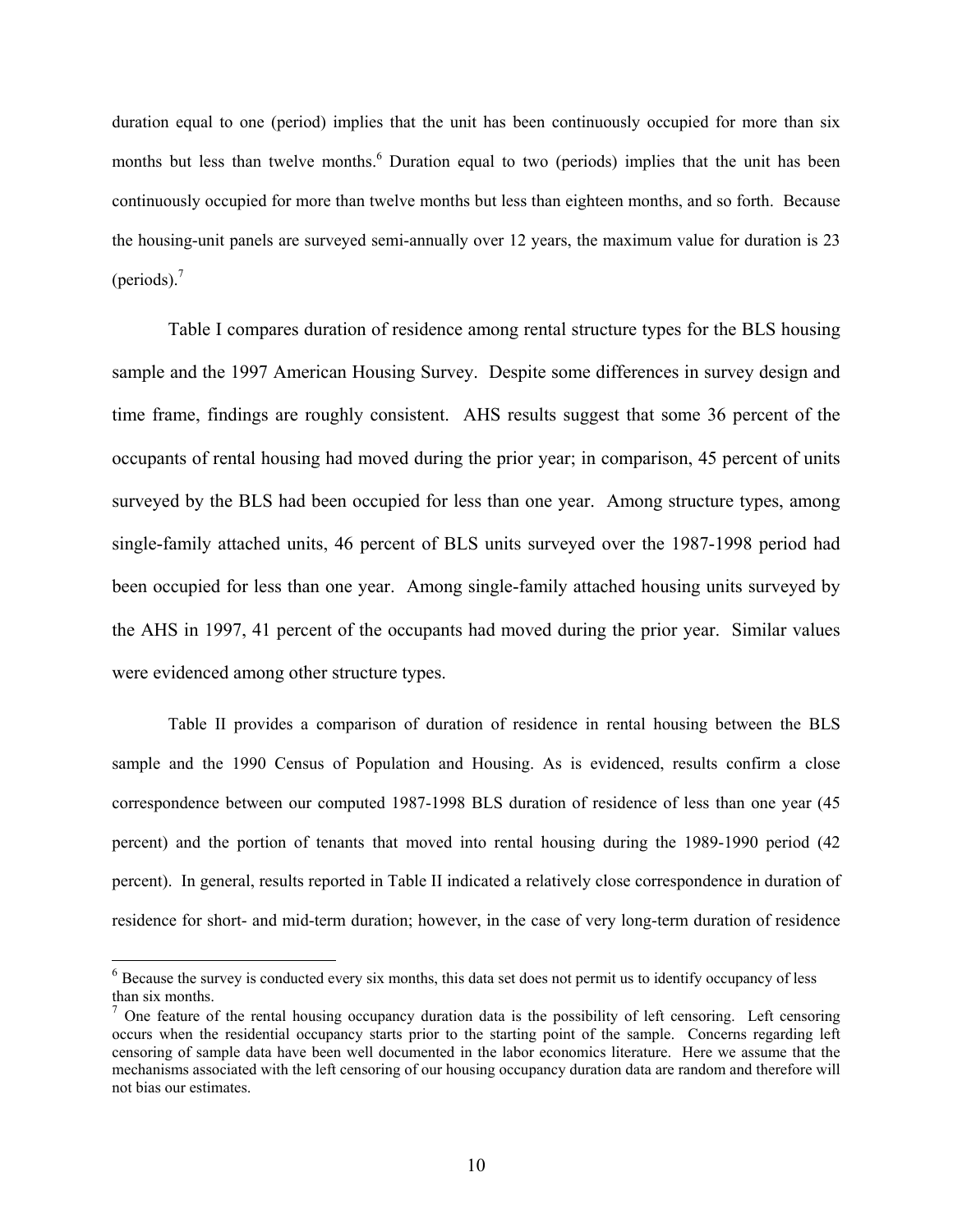duration equal to one (period) implies that the unit has been continuously occupied for more than six months but less than twelve months.[6] Duration equal to two (periods) implies that the unit has been continuously occupied for more than twelve months but less than eighteen months, and so forth. Because the housing-unit panels are surveyed semi-annually over 12 years, the maximum value for duration is 23 (periods).[7]

Table I compares duration of residence among rental structure types for the BLS housing sample and the 1997 American Housing Survey. Despite some differences in survey design and time frame, findings are roughly consistent. AHS results suggest that some 36 percent of the occupants of rental housing had moved during the prior year; in comparison, 45 percent of units surveyed by the BLS had been occupied for less than one year. Among structure types, among single-family attached units, 46 percent of BLS units surveyed over the 1987-1998 period had been occupied for less than one year. Among single-family attached housing units surveyed by the AHS in 1997, 41 percent of the occupants had moved during the prior year. Similar values were evidenced among other structure types.

Table II provides a comparison of duration of residence in rental housing between the BLS sample and the 1990 Census of Population and Housing. As is evidenced, results confirm a close correspondence between our computed 1987-1998 BLS duration of residence of less than one year (45 percent) and the portion of tenants that moved into rental housing during the 1989-1990 period (42 percent). In general, results reported in Table II indicated a relatively close correspondence in duration of residence for short- and mid-term duration; however, in the case of very long-term duration of residence

[6] Because the survey is conducted every six months, this data set does not permit us to identify occupancy of less than six months.

[7] One feature of the rental housing occupancy duration data is the possibility of left censoring. Left censoring occurs when the residential occupancy starts prior to the starting point of the sample. Concerns regarding left censoring of sample data have been well documented in the labor economics literature. Here we assume that the mechanisms associated with the left censoring of our housing occupancy duration data are random and therefore will not bias our estimates.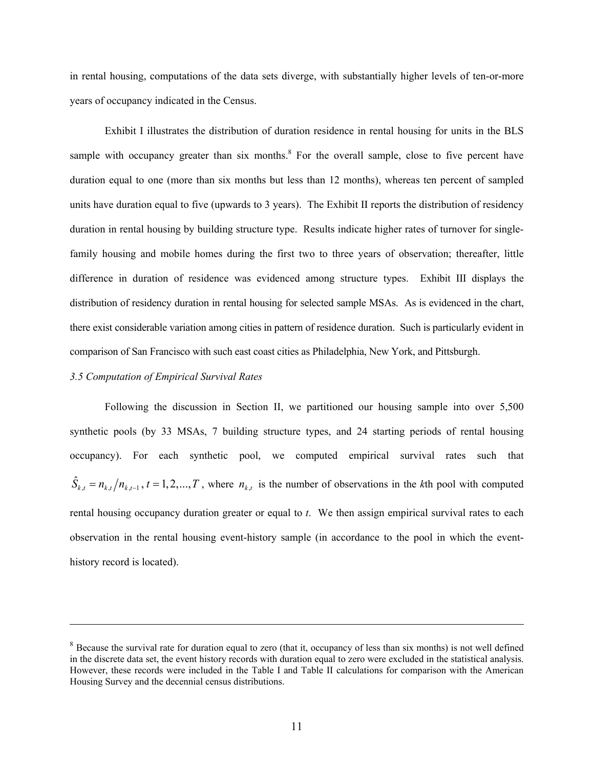in rental housing, computations of the data sets diverge, with substantially higher levels of ten-or-more years of occupancy indicated in the Census.

Exhibit I illustrates the distribution of duration residence in rental housing for units in the BLS sample with occupancy greater than six months.[8] For the overall sample, close to five percent have duration equal to one (more than six months but less than 12 months), whereas ten percent of sampled units have duration equal to five (upwards to 3 years). The Exhibit II reports the distribution of residency duration in rental housing by building structure type. Results indicate higher rates of turnover for single-family housing and mobile homes during the first two to three years of observation; thereafter, little difference in duration of residence was evidenced among structure types. Exhibit III displays the distribution of residency duration in rental housing for selected sample MSAs. As is evidenced in the chart, there exist considerable variation among cities in pattern of residence duration. Such is particularly evident in comparison of San Francisco with such east coast cities as Philadelphia, New York, and Pittsburgh.

*3.5 Computation of Empirical Survival Rates*

Following the discussion in Section II, we partitioned our housing sample into over 5,500 synthetic pools (by 33 MSAs, 7 building structure types, and 24 starting periods of rental housing occupancy). For each synthetic pool, we computed empirical survival rates such that $\hat{S}_{k,t} = n_{k,t} / n_{k,t-1}$, $t = 1, 2, ..., T$, where $n_{k,t}$ is the number of observations in the *k*th pool with computed rental housing occupancy duration greater or equal to *t*. We then assign empirical survival rates to each observation in the rental housing event-history sample (in accordance to the pool in which the event-history record is located).

---

[8] Because the survival rate for duration equal to zero (that it, occupancy of less than six months) is not well defined in the discrete data set, the event history records with duration equal to zero were excluded in the statistical analysis. However, these records were included in the Table I and Table II calculations for comparison with the American Housing Survey and the decennial census distributions.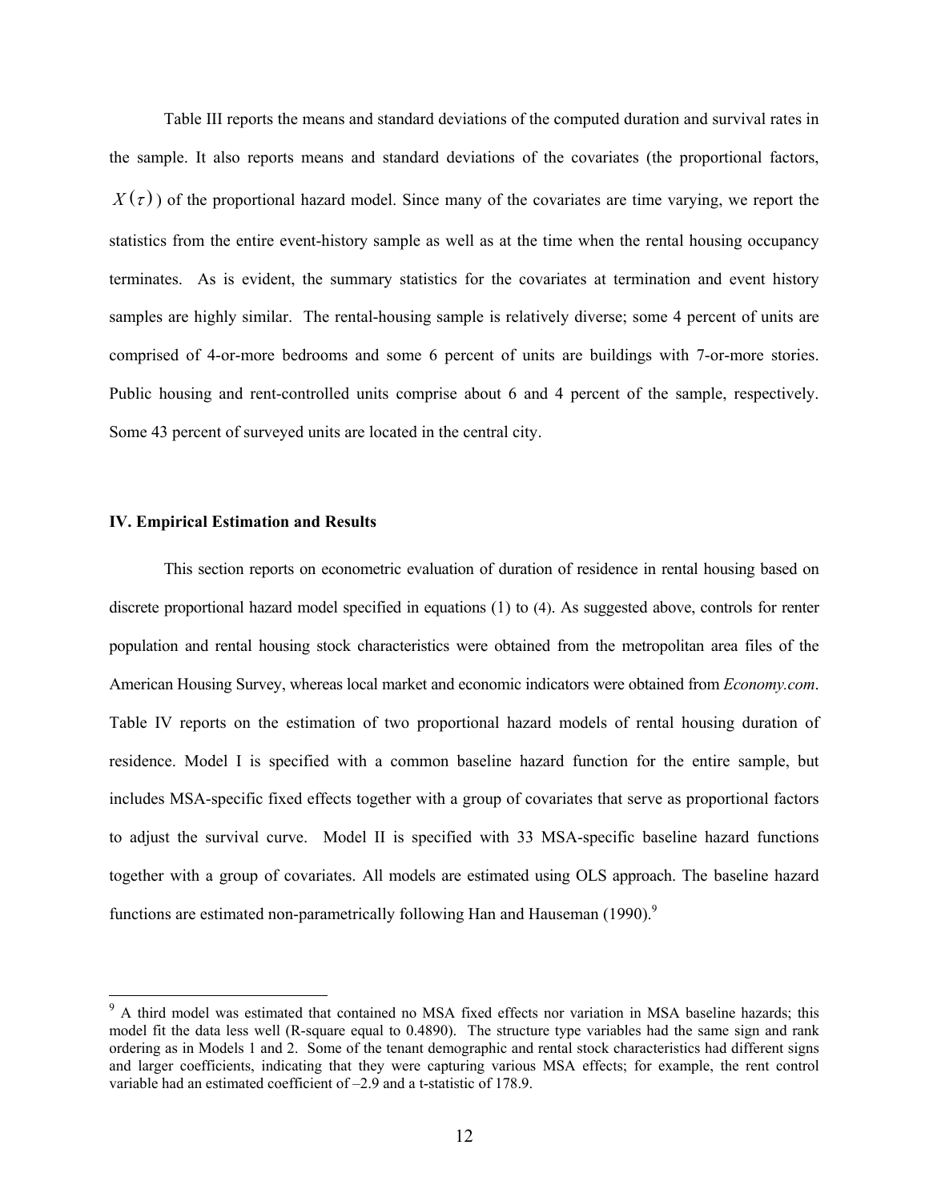Table III reports the means and standard deviations of the computed duration and survival rates in the sample. It also reports means and standard deviations of the covariates (the proportional factors, $X(\tau)$) of the proportional hazard model. Since many of the covariates are time varying, we report the statistics from the entire event-history sample as well as at the time when the rental housing occupancy terminates. As is evident, the summary statistics for the covariates at termination and event history samples are highly similar. The rental-housing sample is relatively diverse; some 4 percent of units are comprised of 4-or-more bedrooms and some 6 percent of units are buildings with 7-or-more stories. Public housing and rent-controlled units comprise about 6 and 4 percent of the sample, respectively. Some 43 percent of surveyed units are located in the central city.

### IV. Empirical Estimation and Results

This section reports on econometric evaluation of duration of residence in rental housing based on discrete proportional hazard model specified in equations (1) to (4). As suggested above, controls for renter population and rental housing stock characteristics were obtained from the metropolitan area files of the American Housing Survey, whereas local market and economic indicators were obtained from *Economy.com*. Table IV reports on the estimation of two proportional hazard models of rental housing duration of residence. Model I is specified with a common baseline hazard function for the entire sample, but includes MSA-specific fixed effects together with a group of covariates that serve as proportional factors to adjust the survival curve. Model II is specified with 33 MSA-specific baseline hazard functions together with a group of covariates. All models are estimated using OLS approach. The baseline hazard functions are estimated non-parametrically following Han and Hauseman (1990).[9]

[9] A third model was estimated that contained no MSA fixed effects nor variation in MSA baseline hazards; this model fit the data less well (R-square equal to 0.4890). The structure type variables had the same sign and rank ordering as in Models 1 and 2. Some of the tenant demographic and rental stock characteristics had different signs and larger coefficients, indicating that they were capturing various MSA effects; for example, the rent control variable had an estimated coefficient of –2.9 and a t-statistic of 178.9.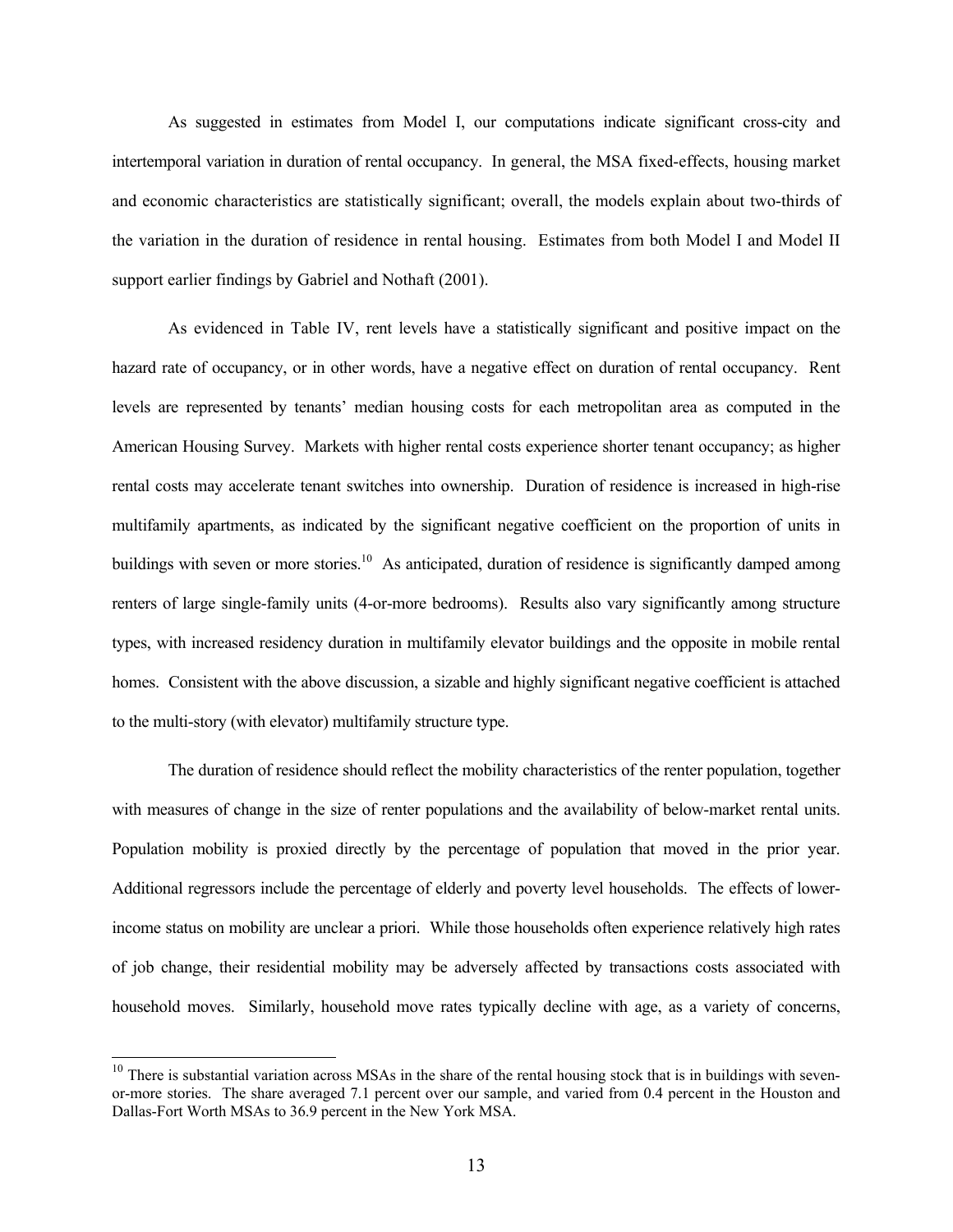As suggested in estimates from Model I, our computations indicate significant cross-city and intertemporal variation in duration of rental occupancy. In general, the MSA fixed-effects, housing market and economic characteristics are statistically significant; overall, the models explain about two-thirds of the variation in the duration of residence in rental housing. Estimates from both Model I and Model II support earlier findings by Gabriel and Nothaft (2001).

As evidenced in Table IV, rent levels have a statistically significant and positive impact on the hazard rate of occupancy, or in other words, have a negative effect on duration of rental occupancy. Rent levels are represented by tenants' median housing costs for each metropolitan area as computed in the American Housing Survey. Markets with higher rental costs experience shorter tenant occupancy; as higher rental costs may accelerate tenant switches into ownership. Duration of residence is increased in high-rise multifamily apartments, as indicated by the significant negative coefficient on the proportion of units in buildings with seven or more stories.[10] As anticipated, duration of residence is significantly damped among renters of large single-family units (4-or-more bedrooms). Results also vary significantly among structure types, with increased residency duration in multifamily elevator buildings and the opposite in mobile rental homes. Consistent with the above discussion, a sizable and highly significant negative coefficient is attached to the multi-story (with elevator) multifamily structure type.

The duration of residence should reflect the mobility characteristics of the renter population, together with measures of change in the size of renter populations and the availability of below-market rental units. Population mobility is proxied directly by the percentage of population that moved in the prior year. Additional regressors include the percentage of elderly and poverty level households. The effects of lower-income status on mobility are unclear a priori. While those households often experience relatively high rates of job change, their residential mobility may be adversely affected by transactions costs associated with household moves. Similarly, household move rates typically decline with age, as a variety of concerns,

[10] There is substantial variation across MSAs in the share of the rental housing stock that is in buildings with seven-or-more stories. The share averaged 7.1 percent over our sample, and varied from 0.4 percent in the Houston and Dallas-Fort Worth MSAs to 36.9 percent in the New York MSA.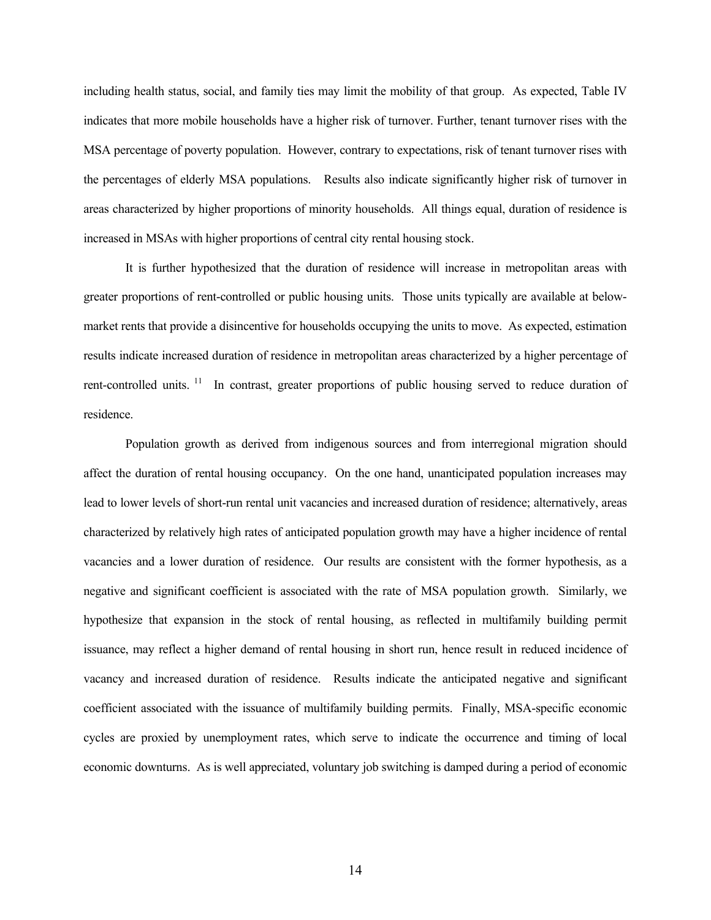including health status, social, and family ties may limit the mobility of that group. As expected, Table IV indicates that more mobile households have a higher risk of turnover. Further, tenant turnover rises with the MSA percentage of poverty population. However, contrary to expectations, risk of tenant turnover rises with the percentages of elderly MSA populations. Results also indicate significantly higher risk of turnover in areas characterized by higher proportions of minority households. All things equal, duration of residence is increased in MSAs with higher proportions of central city rental housing stock.

It is further hypothesized that the duration of residence will increase in metropolitan areas with greater proportions of rent-controlled or public housing units. Those units typically are available at below-market rents that provide a disincentive for households occupying the units to move. As expected, estimation results indicate increased duration of residence in metropolitan areas characterized by a higher percentage of rent-controlled units. [11] In contrast, greater proportions of public housing served to reduce duration of residence.

Population growth as derived from indigenous sources and from interregional migration should affect the duration of rental housing occupancy. On the one hand, unanticipated population increases may lead to lower levels of short-run rental unit vacancies and increased duration of residence; alternatively, areas characterized by relatively high rates of anticipated population growth may have a higher incidence of rental vacancies and a lower duration of residence. Our results are consistent with the former hypothesis, as a negative and significant coefficient is associated with the rate of MSA population growth. Similarly, we hypothesize that expansion in the stock of rental housing, as reflected in multifamily building permit issuance, may reflect a higher demand of rental housing in short run, hence result in reduced incidence of vacancy and increased duration of residence. Results indicate the anticipated negative and significant coefficient associated with the issuance of multifamily building permits. Finally, MSA-specific economic cycles are proxied by unemployment rates, which serve to indicate the occurrence and timing of local economic downturns. As is well appreciated, voluntary job switching is damped during a period of economic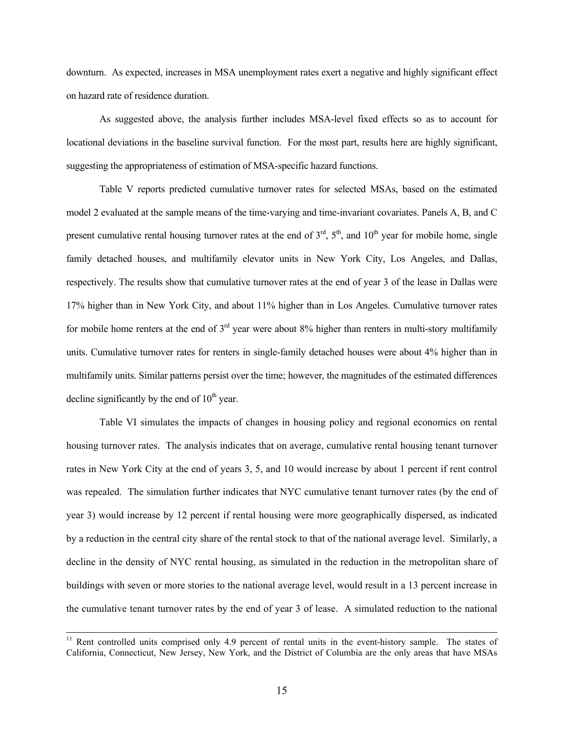downturn. As expected, increases in MSA unemployment rates exert a negative and highly significant effect on hazard rate of residence duration.

As suggested above, the analysis further includes MSA-level fixed effects so as to account for locational deviations in the baseline survival function. For the most part, results here are highly significant, suggesting the appropriateness of estimation of MSA-specific hazard functions.

Table V reports predicted cumulative turnover rates for selected MSAs, based on the estimated model 2 evaluated at the sample means of the time-varying and time-invariant covariates. Panels A, B, and C present cumulative rental housing turnover rates at the end of 3rd, 5th, and 10th year for mobile home, single family detached houses, and multifamily elevator units in New York City, Los Angeles, and Dallas, respectively. The results show that cumulative turnover rates at the end of year 3 of the lease in Dallas were 17% higher than in New York City, and about 11% higher than in Los Angeles. Cumulative turnover rates for mobile home renters at the end of 3rd year were about 8% higher than renters in multi-story multifamily units. Cumulative turnover rates for renters in single-family detached houses were about 4% higher than in multifamily units. Similar patterns persist over the time; however, the magnitudes of the estimated differences decline significantly by the end of 10th year.

Table VI simulates the impacts of changes in housing policy and regional economics on rental housing turnover rates. The analysis indicates that on average, cumulative rental housing tenant turnover rates in New York City at the end of years 3, 5, and 10 would increase by about 1 percent if rent control was repealed. The simulation further indicates that NYC cumulative tenant turnover rates (by the end of year 3) would increase by 12 percent if rental housing were more geographically dispersed, as indicated by a reduction in the central city share of the rental stock to that of the national average level. Similarly, a decline in the density of NYC rental housing, as simulated in the reduction in the metropolitan share of buildings with seven or more stories to the national average level, would result in a 13 percent increase in the cumulative tenant turnover rates by the end of year 3 of lease. A simulated reduction to the national

[11] Rent controlled units comprised only 4.9 percent of rental units in the event-history sample. The states of California, Connecticut, New Jersey, New York, and the District of Columbia are the only areas that have MSAs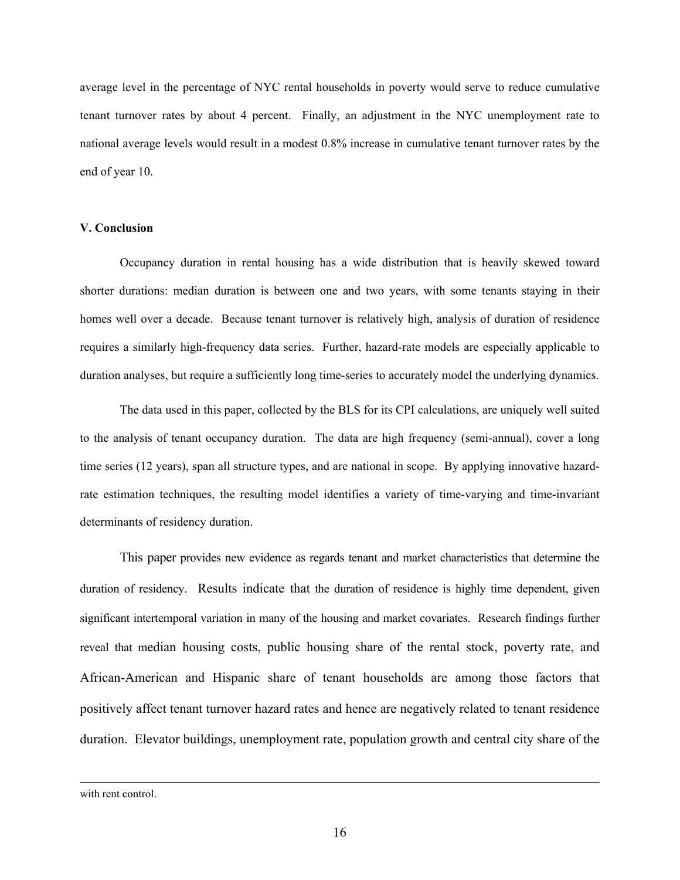average level in the percentage of NYC rental households in poverty would serve to reduce cumulative tenant turnover rates by about 4 percent. Finally, an adjustment in the NYC unemployment rate to national average levels would result in a modest 0.8% increase in cumulative tenant turnover rates by the end of year 10.

**V. Conclusion**

Occupancy duration in rental housing has a wide distribution that is heavily skewed toward shorter durations: median duration is between one and two years, with some tenants staying in their homes well over a decade. Because tenant turnover is relatively high, analysis of duration of residence requires a similarly high-frequency data series. Further, hazard-rate models are especially applicable to duration analyses, but require a sufficiently long time-series to accurately model the underlying dynamics.

The data used in this paper, collected by the BLS for its CPI calculations, are uniquely well suited to the analysis of tenant occupancy duration. The data are high frequency (semi-annual), cover a long time series (12 years), span all structure types, and are national in scope. By applying innovative hazard-rate estimation techniques, the resulting model identifies a variety of time-varying and time-invariant determinants of residency duration.

This paper provides new evidence as regards tenant and market characteristics that determine the duration of residency. Results indicate that the duration of residence is highly time dependent, given significant intertemporal variation in many of the housing and market covariates. Research findings further reveal that median housing costs, public housing share of the rental stock, poverty rate, and African-American and Hispanic share of tenant households are among those factors that positively affect tenant turnover hazard rates and hence are negatively related to tenant residence duration. Elevator buildings, unemployment rate, population growth and central city share of the

---

with rent control.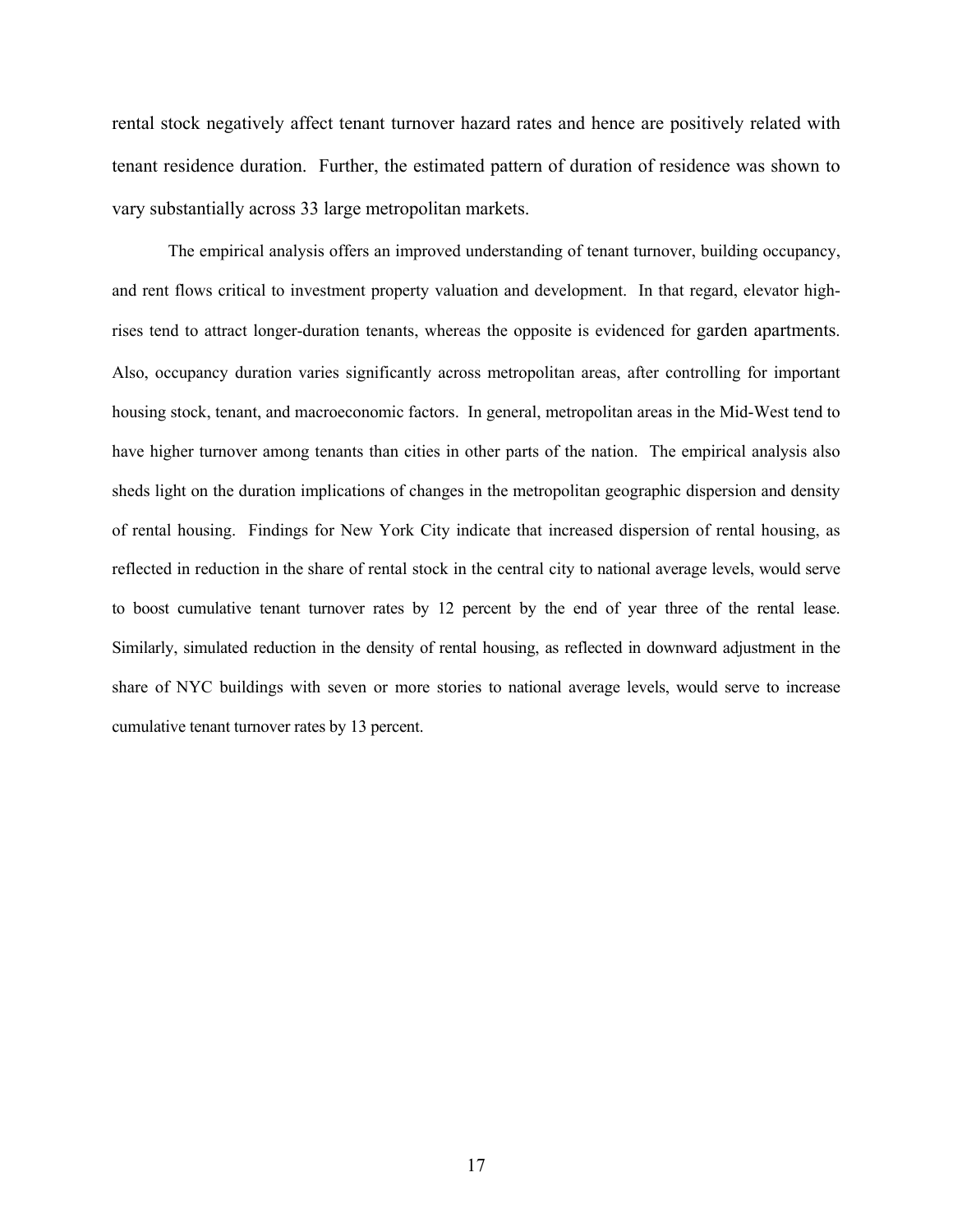rental stock negatively affect tenant turnover hazard rates and hence are positively related with tenant residence duration. Further, the estimated pattern of duration of residence was shown to vary substantially across 33 large metropolitan markets.

The empirical analysis offers an improved understanding of tenant turnover, building occupancy, and rent flows critical to investment property valuation and development. In that regard, elevator high-rises tend to attract longer-duration tenants, whereas the opposite is evidenced for garden apartments. Also, occupancy duration varies significantly across metropolitan areas, after controlling for important housing stock, tenant, and macroeconomic factors. In general, metropolitan areas in the Mid-West tend to have higher turnover among tenants than cities in other parts of the nation. The empirical analysis also sheds light on the duration implications of changes in the metropolitan geographic dispersion and density of rental housing. Findings for New York City indicate that increased dispersion of rental housing, as reflected in reduction in the share of rental stock in the central city to national average levels, would serve to boost cumulative tenant turnover rates by 12 percent by the end of year three of the rental lease. Similarly, simulated reduction in the density of rental housing, as reflected in downward adjustment in the share of NYC buildings with seven or more stories to national average levels, would serve to increase cumulative tenant turnover rates by 13 percent.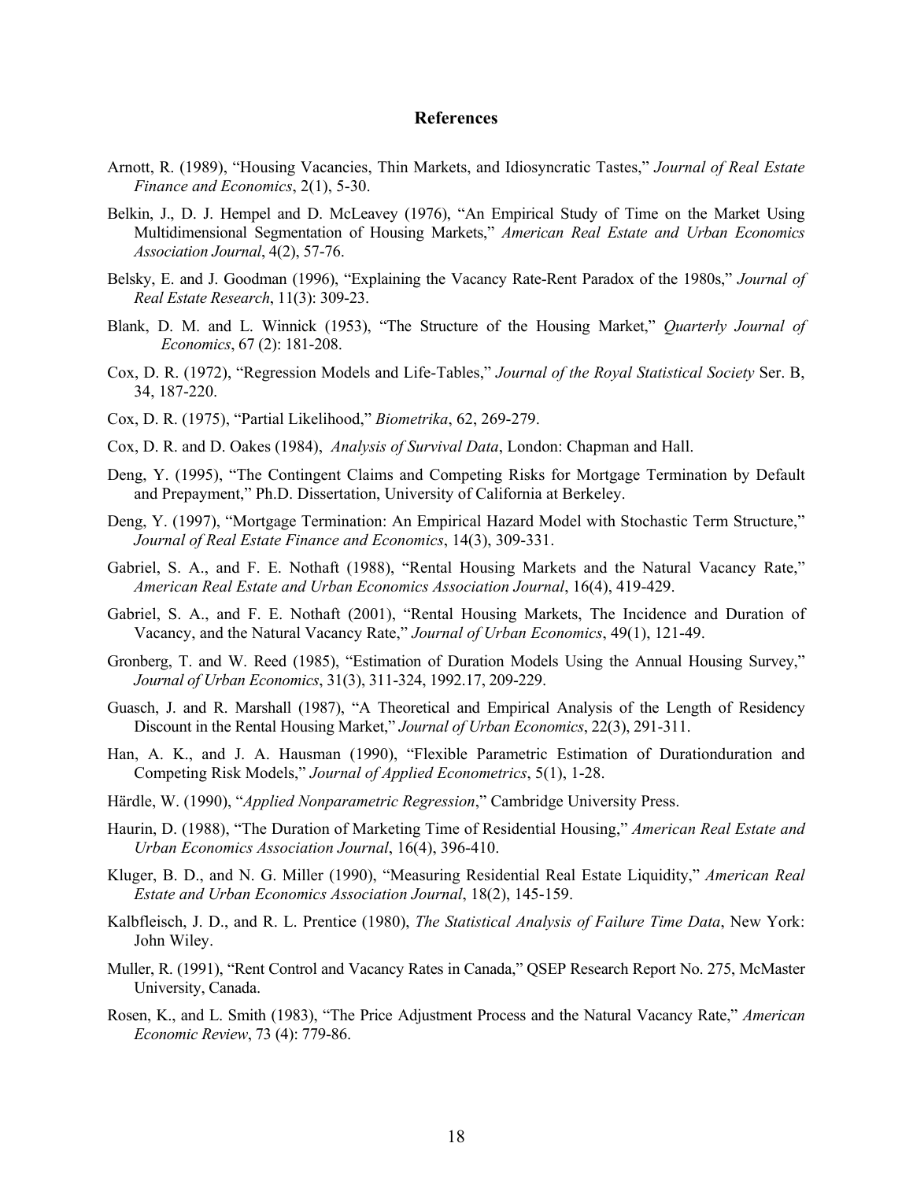## References

Arnott, R. (1989), "Housing Vacancies, Thin Markets, and Idiosyncratic Tastes," *Journal of Real Estate Finance and Economics*, 2(1), 5-30.

Belkin, J., D. J. Hempel and D. McLeavey (1976), "An Empirical Study of Time on the Market Using Multidimensional Segmentation of Housing Markets," *American Real Estate and Urban Economics Association Journal*, 4(2), 57-76.

Belsky, E. and J. Goodman (1996), "Explaining the Vacancy Rate-Rent Paradox of the 1980s," *Journal of Real Estate Research*, 11(3): 309-23.

Blank, D. M. and L. Winnick (1953), "The Structure of the Housing Market," *Quarterly Journal of Economics*, 67 (2): 181-208.

Cox, D. R. (1972), "Regression Models and Life-Tables," *Journal of the Royal Statistical Society* Ser. B, 34, 187-220.

Cox, D. R. (1975), "Partial Likelihood," *Biometrika*, 62, 269-279.

Cox, D. R. and D. Oakes (1984), *Analysis of Survival Data*, London: Chapman and Hall.

Deng, Y. (1995), "The Contingent Claims and Competing Risks for Mortgage Termination by Default and Prepayment," Ph.D. Dissertation, University of California at Berkeley.

Deng, Y. (1997), "Mortgage Termination: An Empirical Hazard Model with Stochastic Term Structure," *Journal of Real Estate Finance and Economics*, 14(3), 309-331.

Gabriel, S. A., and F. E. Nothaft (1988), "Rental Housing Markets and the Natural Vacancy Rate," *American Real Estate and Urban Economics Association Journal*, 16(4), 419-429.

Gabriel, S. A., and F. E. Nothaft (2001), "Rental Housing Markets, The Incidence and Duration of Vacancy, and the Natural Vacancy Rate," *Journal of Urban Economics*, 49(1), 121-49.

Gronberg, T. and W. Reed (1985), "Estimation of Duration Models Using the Annual Housing Survey," *Journal of Urban Economics*, 31(3), 311-324, 1992.17, 209-229.

Guasch, J. and R. Marshall (1987), "A Theoretical and Empirical Analysis of the Length of Residency Discount in the Rental Housing Market," *Journal of Urban Economics*, 22(3), 291-311.

Han, A. K., and J. A. Hausman (1990), "Flexible Parametric Estimation of Durationduration and Competing Risk Models," *Journal of Applied Econometrics*, 5(1), 1-28.

Härdle, W. (1990), "*Applied Nonparametric Regression*," Cambridge University Press.

Haurin, D. (1988), "The Duration of Marketing Time of Residential Housing," *American Real Estate and Urban Economics Association Journal*, 16(4), 396-410.

Kluger, B. D., and N. G. Miller (1990), "Measuring Residential Real Estate Liquidity," *American Real Estate and Urban Economics Association Journal*, 18(2), 145-159.

Kalbfleisch, J. D., and R. L. Prentice (1980), *The Statistical Analysis of Failure Time Data*, New York: John Wiley.

Muller, R. (1991), "Rent Control and Vacancy Rates in Canada," QSEP Research Report No. 275, McMaster University, Canada.

Rosen, K., and L. Smith (1983), "The Price Adjustment Process and the Natural Vacancy Rate," *American Economic Review*, 73 (4): 779-86.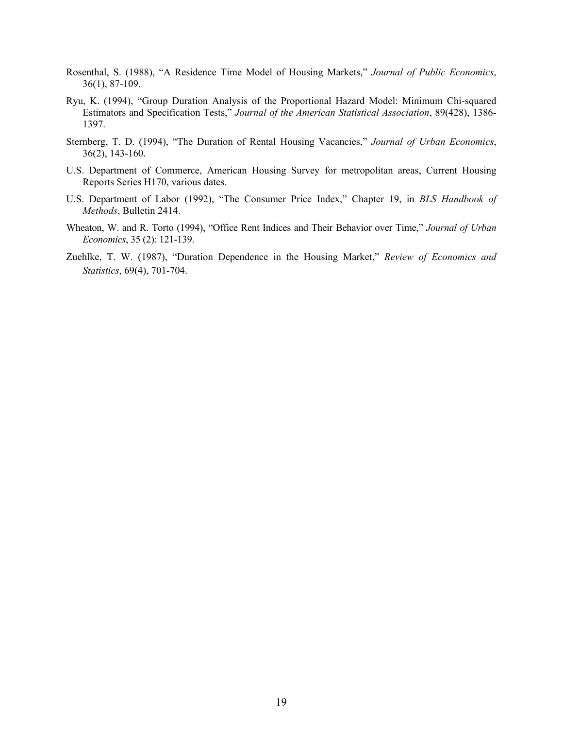Rosenthal, S. (1988), "A Residence Time Model of Housing Markets," *Journal of Public Economics*, 36(1), 87-109.

Ryu, K. (1994), "Group Duration Analysis of the Proportional Hazard Model: Minimum Chi-squared Estimators and Specification Tests," *Journal of the American Statistical Association*, 89(428), 1386-1397.

Sternberg, T. D. (1994), "The Duration of Rental Housing Vacancies," *Journal of Urban Economics*, 36(2), 143-160.

U.S. Department of Commerce, American Housing Survey for metropolitan areas, Current Housing Reports Series H170, various dates.

U.S. Department of Labor (1992), "The Consumer Price Index," Chapter 19, in *BLS Handbook of Methods*, Bulletin 2414.

Wheaton, W. and R. Torto (1994), "Office Rent Indices and Their Behavior over Time," *Journal of Urban Economics*, 35 (2): 121-139.

Zuehlke, T. W. (1987), "Duration Dependence in the Housing Market," *Review of Economics and Statistics*, 69(4), 701-704.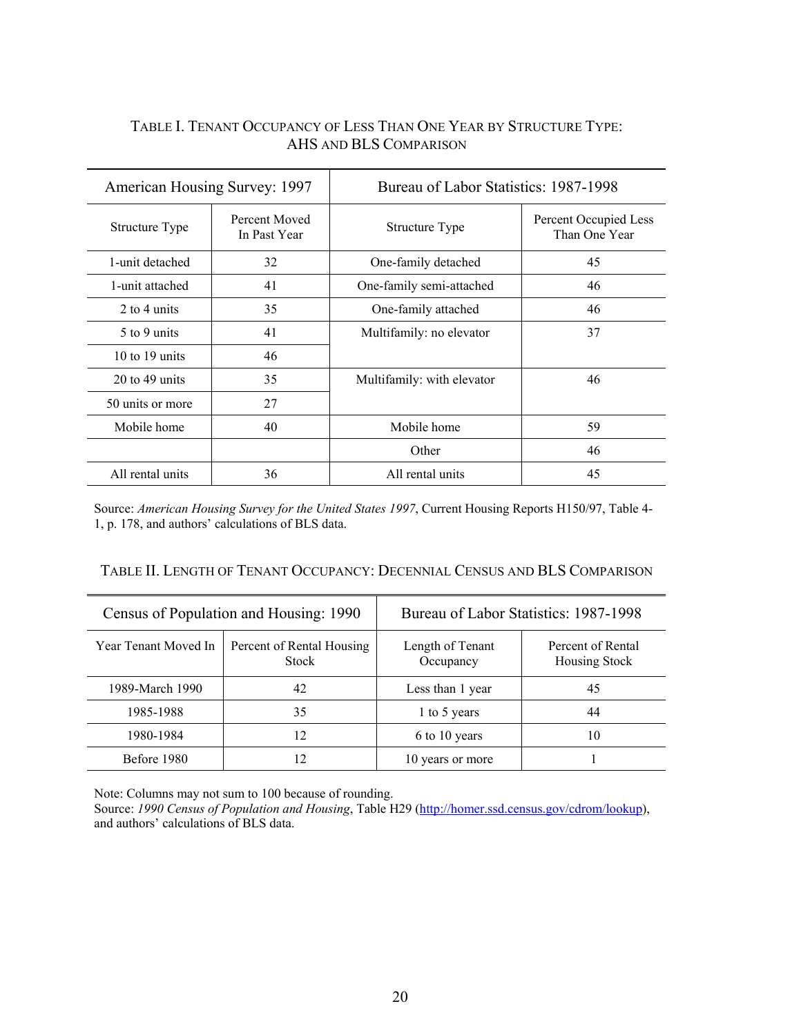TABLE I. TENANT OCCUPANCY OF LESS THAN ONE YEAR BY STRUCTURE TYPE: AHS AND BLS COMPARISON

| American Housing Survey: 1997 | | Bureau of Labor Statistics: 1987-1998 | |
|---|---|---|---|
| Structure Type | Percent Moved In Past Year | Structure Type | Percent Occupied Less Than One Year |
| 1-unit detached | 32 | One-family detached | 45 |
| 1-unit attached | 41 | One-family semi-attached | 46 |
| 2 to 4 units | 35 | One-family attached | 46 |
| 5 to 9 units | 41 | Multifamily: no elevator | 37 |
| 10 to 19 units | 46 | | |
| 20 to 49 units | 35 | Multifamily: with elevator | 46 |
| 50 units or more | 27 | | |
| Mobile home | 40 | Mobile home | 59 |
| | | Other | 46 |
| All rental units | 36 | All rental units | 45 |

Source: *American Housing Survey for the United States 1997*, Current Housing Reports H150/97, Table 4-1, p. 178, and authors' calculations of BLS data.

TABLE II. LENGTH OF TENANT OCCUPANCY: DECENNIAL CENSUS AND BLS COMPARISON

| Census of Population and Housing: 1990 | | Bureau of Labor Statistics: 1987-1998 | |
|---|---|---|---|
| Year Tenant Moved In | Percent of Rental Housing Stock | Length of Tenant Occupancy | Percent of Rental Housing Stock |
| 1989-March 1990 | 42 | Less than 1 year | 45 |
| 1985-1988 | 35 | 1 to 5 years | 44 |
| 1980-1984 | 12 | 6 to 10 years | 10 |
| Before 1980 | 12 | 10 years or more | 1 |

Note: Columns may not sum to 100 because of rounding.
Source: *1990 Census of Population and Housing*, Table H29 (http://homer.ssd.census.gov/cdrom/lookup), and authors' calculations of BLS data.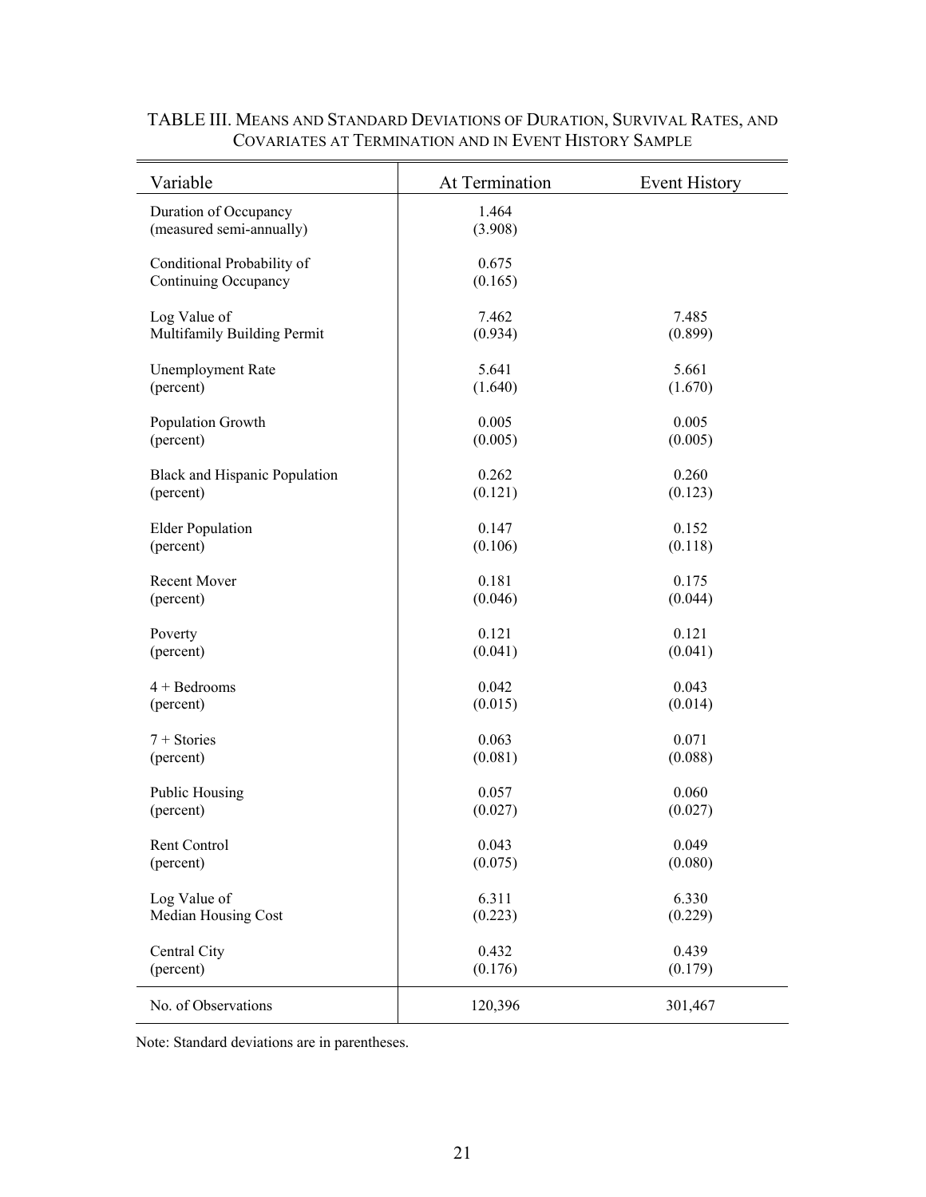TABLE III. MEANS AND STANDARD DEVIATIONS OF DURATION, SURVIVAL RATES, AND COVARIATES AT TERMINATION AND IN EVENT HISTORY SAMPLE

| Variable | At Termination | Event History |
|---|---|---|
| Duration of Occupancy<br>(measured semi-annually) | 1.464<br>(3.908) | |
| Conditional Probability of<br>Continuing Occupancy | 0.675<br>(0.165) | |
| Log Value of<br>Multifamily Building Permit | 7.462<br>(0.934) | 7.485<br>(0.899) |
| Unemployment Rate<br>(percent) | 5.641<br>(1.640) | 5.661<br>(1.670) |
| Population Growth<br>(percent) | 0.005<br>(0.005) | 0.005<br>(0.005) |
| Black and Hispanic Population<br>(percent) | 0.262<br>(0.121) | 0.260<br>(0.123) |
| Elder Population<br>(percent) | 0.147<br>(0.106) | 0.152<br>(0.118) |
| Recent Mover<br>(percent) | 0.181<br>(0.046) | 0.175<br>(0.044) |
| Poverty<br>(percent) | 0.121<br>(0.041) | 0.121<br>(0.041) |
| 4 + Bedrooms<br>(percent) | 0.042<br>(0.015) | 0.043<br>(0.014) |
| 7 + Stories<br>(percent) | 0.063<br>(0.081) | 0.071<br>(0.088) |
| Public Housing<br>(percent) | 0.057<br>(0.027) | 0.060<br>(0.027) |
| Rent Control<br>(percent) | 0.043<br>(0.075) | 0.049<br>(0.080) |
| Log Value of<br>Median Housing Cost | 6.311<br>(0.223) | 6.330<br>(0.229) |
| Central City<br>(percent) | 0.432<br>(0.176) | 0.439<br>(0.179) |
| No. of Observations | 120,396 | 301,467 |

Note: Standard deviations are in parentheses.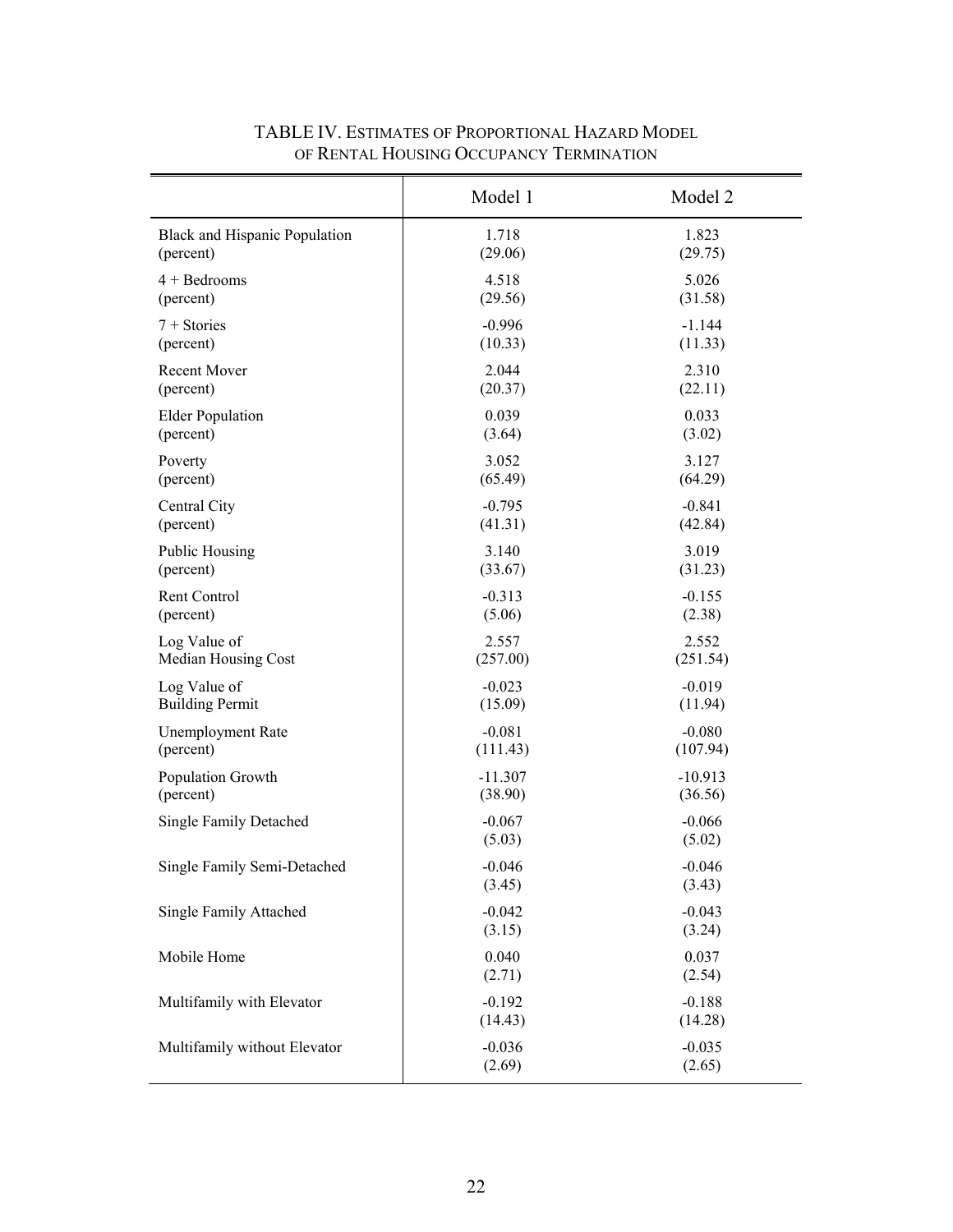TABLE IV. ESTIMATES OF PROPORTIONAL HAZARD MODEL OF RENTAL HOUSING OCCUPANCY TERMINATION

| | Model 1 | Model 2 |
|---|---|---|
| Black and Hispanic Population (percent) | 1.718 (29.06) | 1.823 (29.75) |
| 4 + Bedrooms (percent) | 4.518 (29.56) | 5.026 (31.58) |
| 7 + Stories (percent) | -0.996 (10.33) | -1.144 (11.33) |
| Recent Mover (percent) | 2.044 (20.37) | 2.310 (22.11) |
| Elder Population (percent) | 0.039 (3.64) | 0.033 (3.02) |
| Poverty (percent) | 3.052 (65.49) | 3.127 (64.29) |
| Central City (percent) | -0.795 (41.31) | -0.841 (42.84) |
| Public Housing (percent) | 3.140 (33.67) | 3.019 (31.23) |
| Rent Control (percent) | -0.313 (5.06) | -0.155 (2.38) |
| Log Value of Median Housing Cost | 2.557 (257.00) | 2.552 (251.54) |
| Log Value of Building Permit | -0.023 (15.09) | -0.019 (11.94) |
| Unemployment Rate (percent) | -0.081 (111.43) | -0.080 (107.94) |
| Population Growth (percent) | -11.307 (38.90) | -10.913 (36.56) |
| Single Family Detached | -0.067 (5.03) | -0.066 (5.02) |
| Single Family Semi-Detached | -0.046 (3.45) | -0.046 (3.43) |
| Single Family Attached | -0.042 (3.15) | -0.043 (3.24) |
| Mobile Home | 0.040 (2.71) | 0.037 (2.54) |
| Multifamily with Elevator | -0.192 (14.43) | -0.188 (14.28) |
| Multifamily without Elevator | -0.036 (2.69) | -0.035 (2.65) |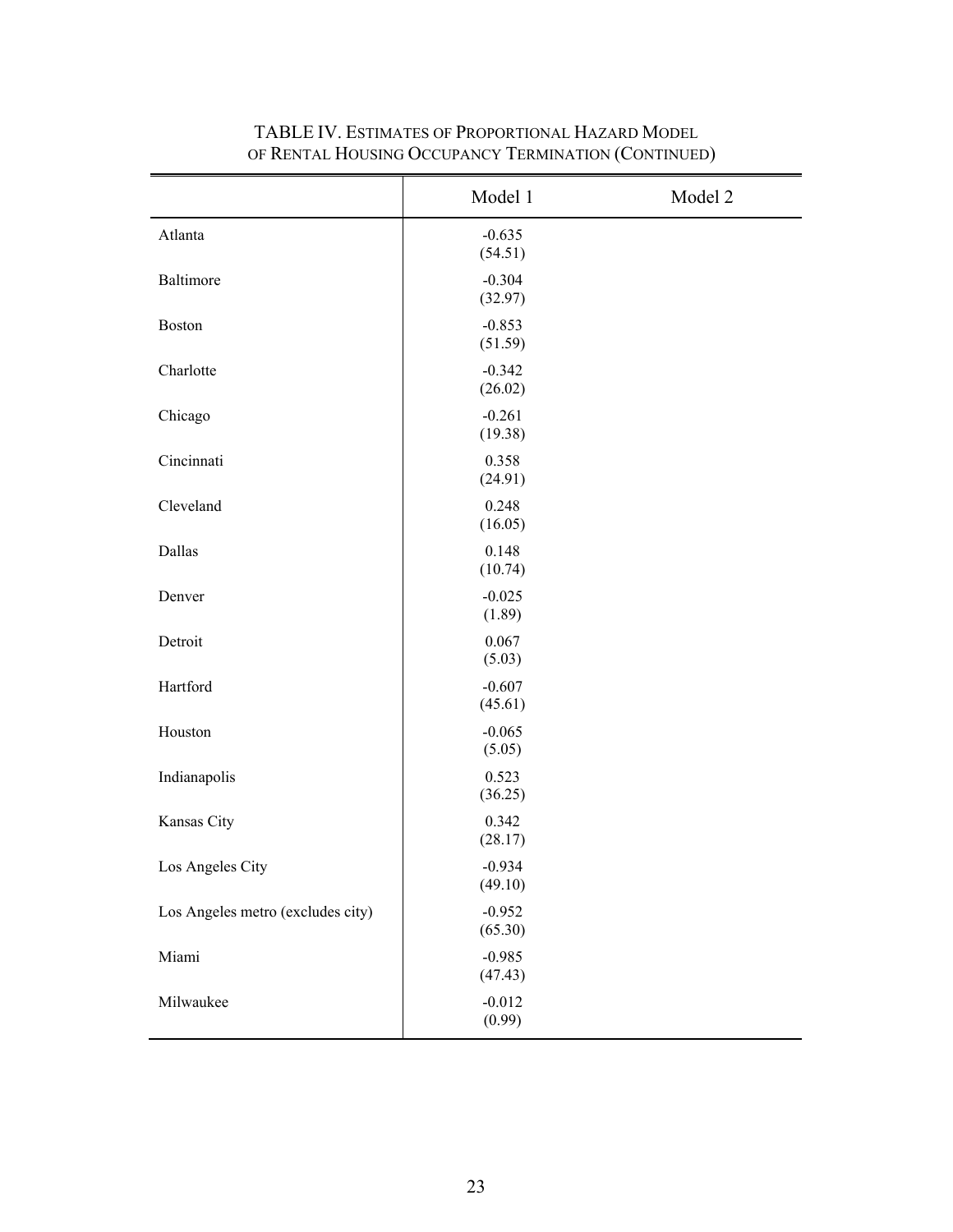TABLE IV. Estimates of Proportional Hazard Model of Rental Housing Occupancy Termination (Continued)

| | Model 1 | Model 2 |
|---|---|---|
| Atlanta | -0.635<br>(54.51) | |
| Baltimore | -0.304<br>(32.97) | |
| Boston | -0.853<br>(51.59) | |
| Charlotte | -0.342<br>(26.02) | |
| Chicago | -0.261<br>(19.38) | |
| Cincinnati | 0.358<br>(24.91) | |
| Cleveland | 0.248<br>(16.05) | |
| Dallas | 0.148<br>(10.74) | |
| Denver | -0.025<br>(1.89) | |
| Detroit | 0.067<br>(5.03) | |
| Hartford | -0.607<br>(45.61) | |
| Houston | -0.065<br>(5.05) | |
| Indianapolis | 0.523<br>(36.25) | |
| Kansas City | 0.342<br>(28.17) | |
| Los Angeles City | -0.934<br>(49.10) | |
| Los Angeles metro (excludes city) | -0.952<br>(65.30) | |
| Miami | -0.985<br>(47.43) | |
| Milwaukee | -0.012<br>(0.99) | |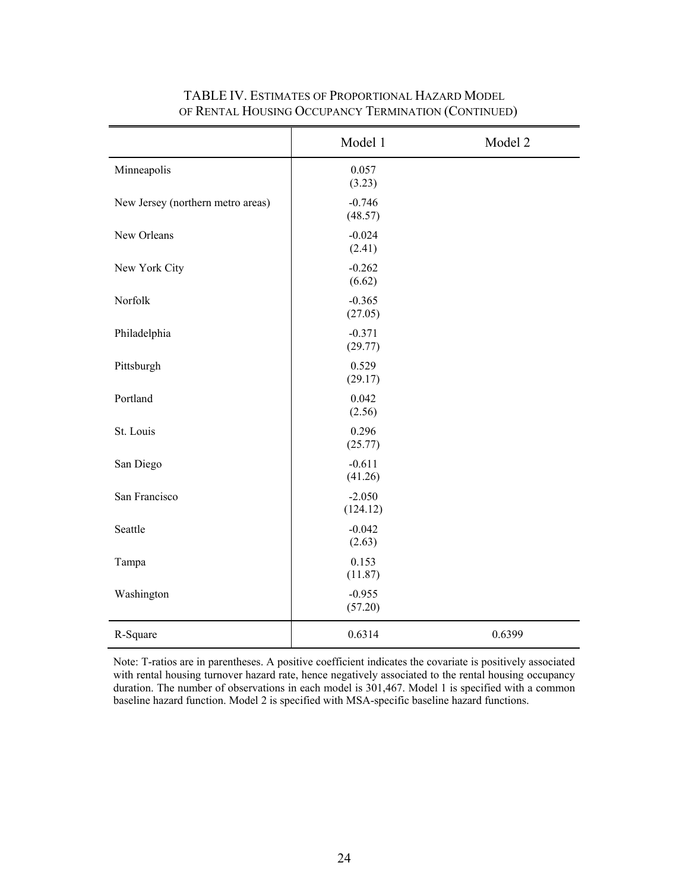TABLE IV. ESTIMATES OF PROPORTIONAL HAZARD MODEL OF RENTAL HOUSING OCCUPANCY TERMINATION (CONTINUED)

| | Model 1 | Model 2 |
|---|---|---|
| Minneapolis | 0.057<br>(3.23) | |
| New Jersey (northern metro areas) | -0.746<br>(48.57) | |
| New Orleans | -0.024<br>(2.41) | |
| New York City | -0.262<br>(6.62) | |
| Norfolk | -0.365<br>(27.05) | |
| Philadelphia | -0.371<br>(29.77) | |
| Pittsburgh | 0.529<br>(29.17) | |
| Portland | 0.042<br>(2.56) | |
| St. Louis | 0.296<br>(25.77) | |
| San Diego | -0.611<br>(41.26) | |
| San Francisco | -2.050<br>(124.12) | |
| Seattle | -0.042<br>(2.63) | |
| Tampa | 0.153<br>(11.87) | |
| Washington | -0.955<br>(57.20) | |
| R-Square | 0.6314 | 0.6399 |

Note: T-ratios are in parentheses. A positive coefficient indicates the covariate is positively associated with rental housing turnover hazard rate, hence negatively associated to the rental housing occupancy duration. The number of observations in each model is 301,467. Model 1 is specified with a common baseline hazard function. Model 2 is specified with MSA-specific baseline hazard functions.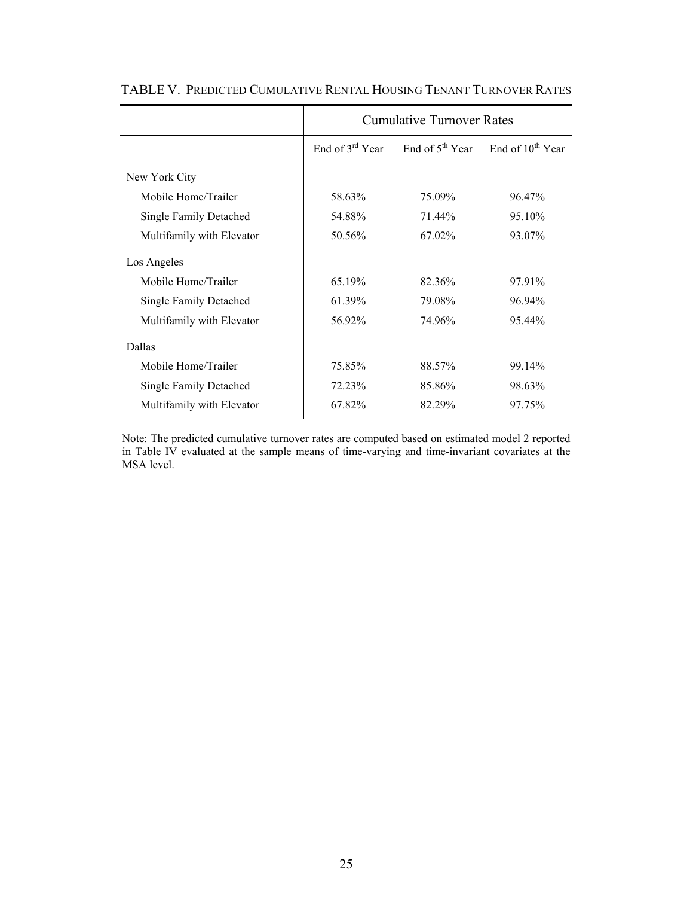TABLE V. PREDICTED CUMULATIVE RENTAL HOUSING TENANT TURNOVER RATES

| | Cumulative Turnover Rates | | |
|---|---|---|---|
| | End of 3rd Year | End of 5th Year | End of 10th Year |
| New York City | | | |
| Mobile Home/Trailer | 58.63% | 75.09% | 96.47% |
| Single Family Detached | 54.88% | 71.44% | 95.10% |
| Multifamily with Elevator | 50.56% | 67.02% | 93.07% |
| Los Angeles | | | |
| Mobile Home/Trailer | 65.19% | 82.36% | 97.91% |
| Single Family Detached | 61.39% | 79.08% | 96.94% |
| Multifamily with Elevator | 56.92% | 74.96% | 95.44% |
| Dallas | | | |
| Mobile Home/Trailer | 75.85% | 88.57% | 99.14% |
| Single Family Detached | 72.23% | 85.86% | 98.63% |
| Multifamily with Elevator | 67.82% | 82.29% | 97.75% |

Note: The predicted cumulative turnover rates are computed based on estimated model 2 reported in Table IV evaluated at the sample means of time-varying and time-invariant covariates at the MSA level.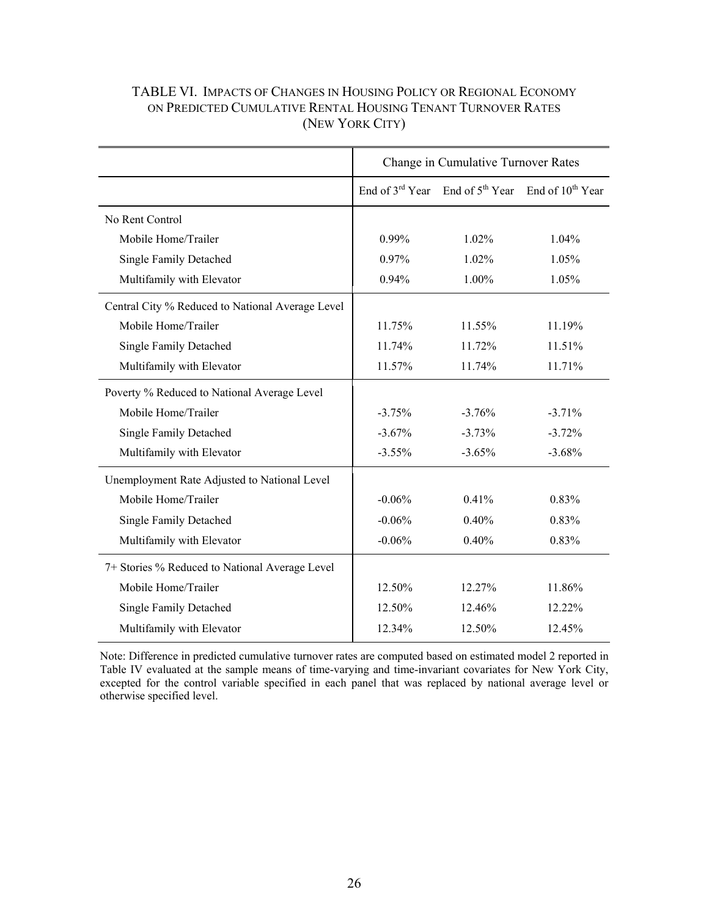## TABLE VI. Impacts of Changes in Housing Policy or Regional Economy on Predicted Cumulative Rental Housing Tenant Turnover Rates (New York City)

| | Change in Cumulative Turnover Rates | | |
|---|---|---|---|
| | End of 3rd Year | End of 5th Year | End of 10th Year |
| No Rent Control | | | |
| Mobile Home/Trailer | 0.99% | 1.02% | 1.04% |
| Single Family Detached | 0.97% | 1.02% | 1.05% |
| Multifamily with Elevator | 0.94% | 1.00% | 1.05% |
| Central City % Reduced to National Average Level | | | |
| Mobile Home/Trailer | 11.75% | 11.55% | 11.19% |
| Single Family Detached | 11.74% | 11.72% | 11.51% |
| Multifamily with Elevator | 11.57% | 11.74% | 11.71% |
| Poverty % Reduced to National Average Level | | | |
| Mobile Home/Trailer | -3.75% | -3.76% | -3.71% |
| Single Family Detached | -3.67% | -3.73% | -3.72% |
| Multifamily with Elevator | -3.55% | -3.65% | -3.68% |
| Unemployment Rate Adjusted to National Level | | | |
| Mobile Home/Trailer | -0.06% | 0.41% | 0.83% |
| Single Family Detached | -0.06% | 0.40% | 0.83% |
| Multifamily with Elevator | -0.06% | 0.40% | 0.83% |
| 7+ Stories % Reduced to National Average Level | | | |
| Mobile Home/Trailer | 12.50% | 12.27% | 11.86% |
| Single Family Detached | 12.50% | 12.46% | 12.22% |
| Multifamily with Elevator | 12.34% | 12.50% | 12.45% |

Note: Difference in predicted cumulative turnover rates are computed based on estimated model 2 reported in Table IV evaluated at the sample means of time-varying and time-invariant covariates for New York City, excepted for the control variable specified in each panel that was replaced by national average level or otherwise specified level.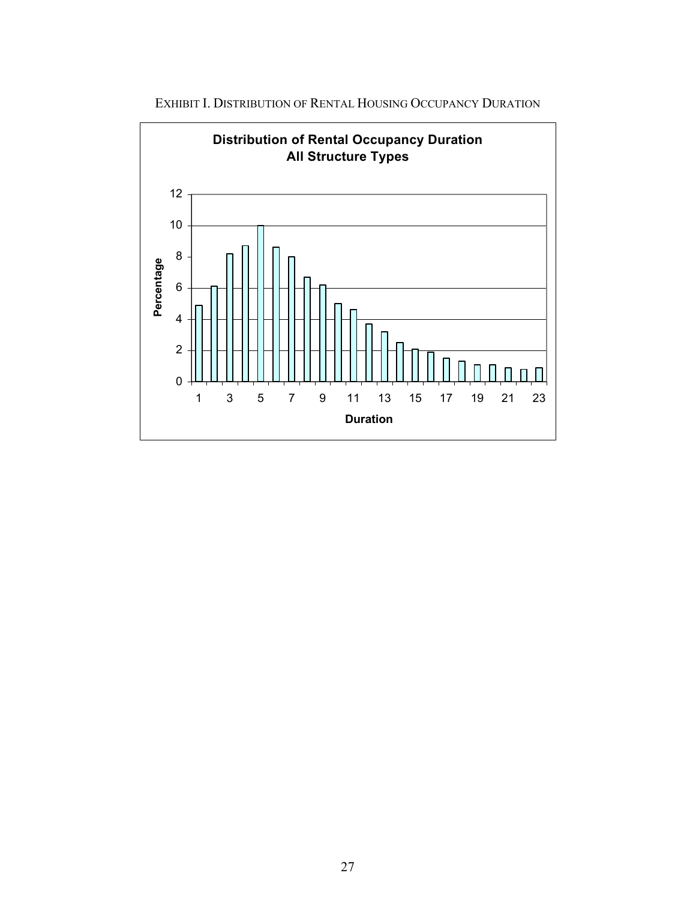EXHIBIT I. DISTRIBUTION OF RENTAL HOUSING OCCUPANCY DURATION

**Distribution of Rental Occupancy Duration**
**All Structure Types**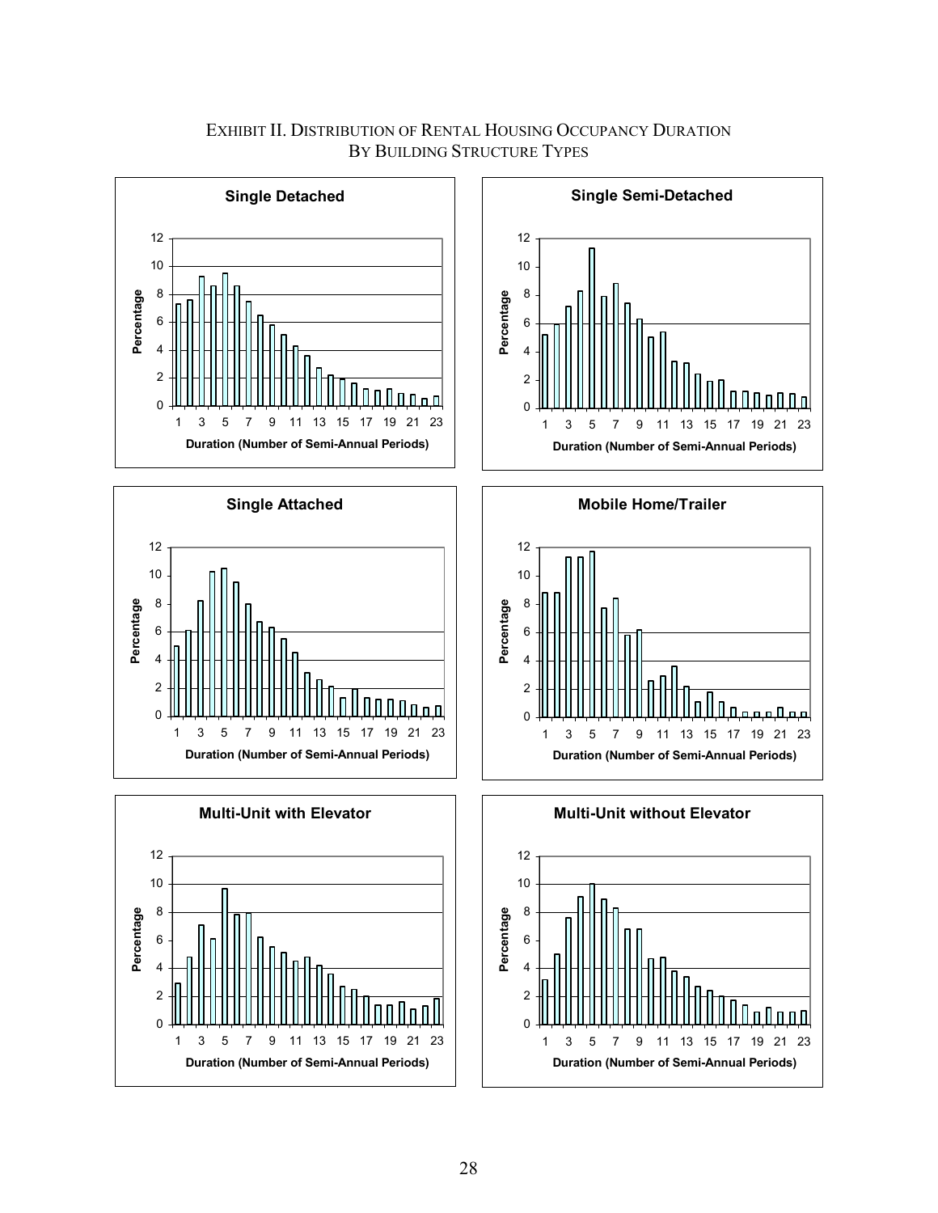# EXHIBIT II. DISTRIBUTION OF RENTAL HOUSING OCCUPANCY DURATION BY BUILDING STRUCTURE TYPES

**Single Detached**

**Single Semi-Detached**

**Single Attached**

**Mobile Home/Trailer**

**Multi-Unit with Elevator**

**Multi-Unit without Elevator**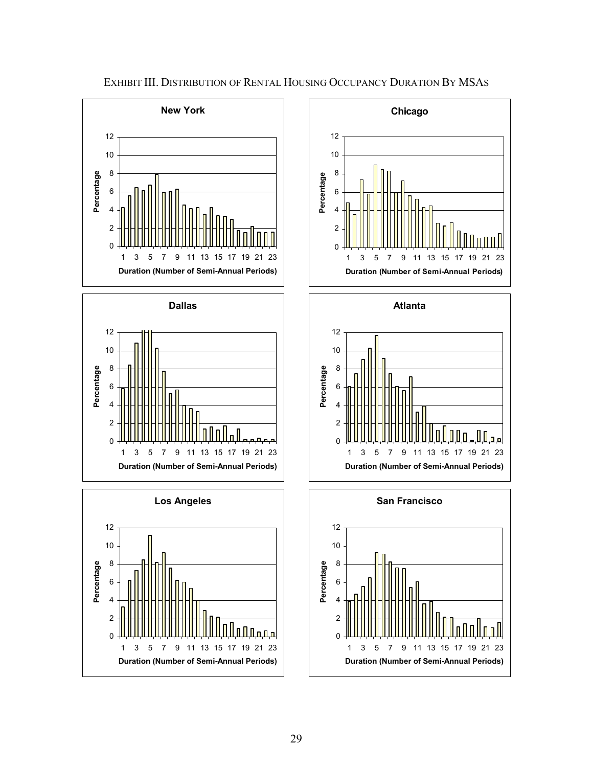EXHIBIT III. DISTRIBUTION OF RENTAL HOUSING OCCUPANCY DURATION BY MSAs

**New York**

Percentage

12
10
8
6
4
2
0

1 3 5 7 9 11 13 15 17 19 21 23

Duration (Number of Semi-Annual Periods)

**Chicago**

Percentage

12
10
8
6
4
2
0

1 3 5 7 9 11 13 15 17 19 21 23

Duration (Number of Semi-Annual Periods)

**Dallas**

Percentage

12
10
8
6
4
2
0

1 3 5 7 9 11 13 15 17 19 21 23

Duration (Number of Semi-Annual Periods)

**Atlanta**

Percentage

12
10
8
6
4
2
0

1 3 5 7 9 11 13 15 17 19 21 23

Duration (Number of Semi-Annual Periods)

**Los Angeles**

Percentage

12
10
8
6
4
2
0

1 3 5 7 9 11 13 15 17 19 21 23

Duration (Number of Semi-Annual Periods)

**San Francisco**

Percentage

12
10
8
6
4
2
0

1 3 5 7 9 11 13 15 17 19 21 23

Duration (Number of Semi-Annual Periods)